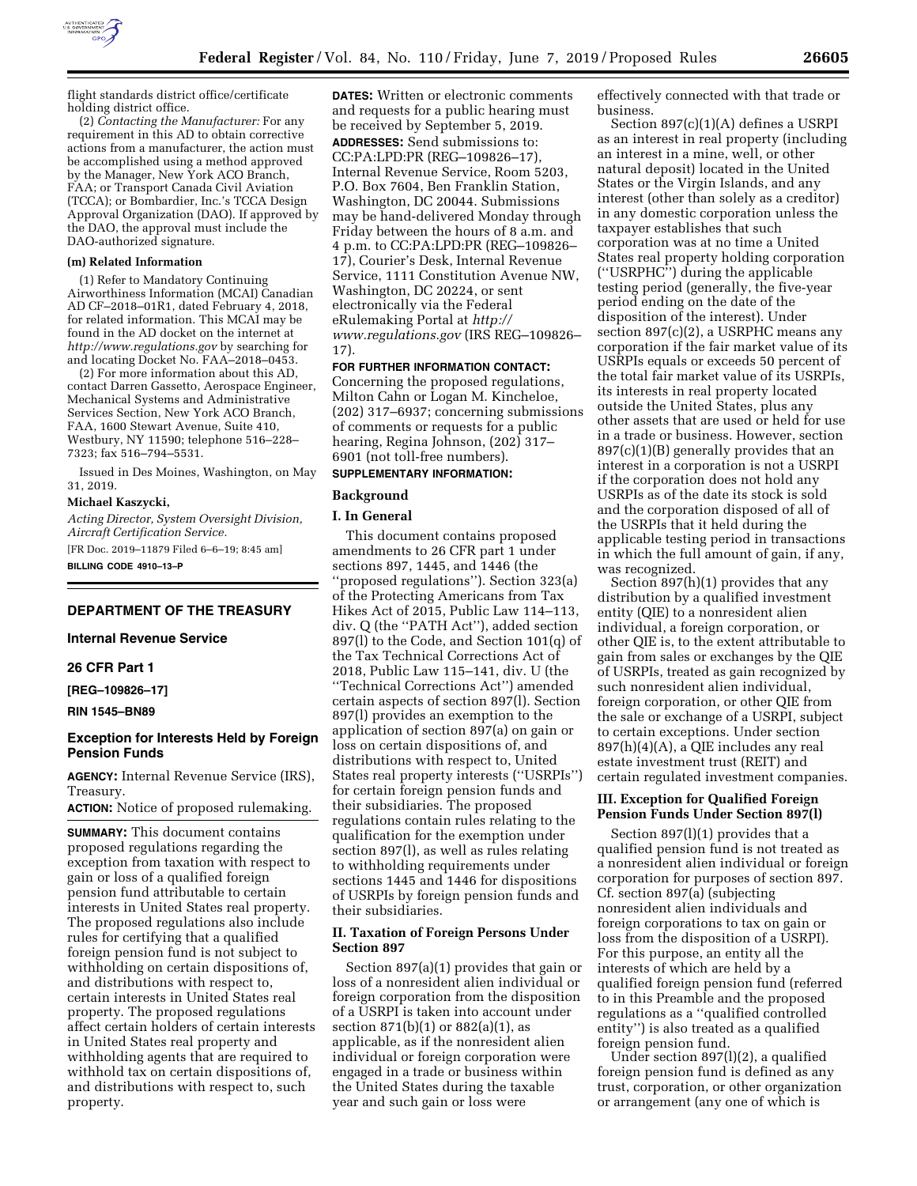flight standards district office/certificate holding district office.

(2) *Contacting the Manufacturer:* For any requirement in this AD to obtain corrective actions from a manufacturer, the action must be accomplished using a method approved by the Manager, New York ACO Branch, FAA; or Transport Canada Civil Aviation (TCCA); or Bombardier, Inc.'s TCCA Design Approval Organization (DAO). If approved by the DAO, the approval must include the DAO-authorized signature.

**(m) Related Information**

(1) Refer to Mandatory Continuing Airworthiness Information (MCAI) Canadian AD CF–2018–01R1, dated February 4, 2018, for related information. This MCAI may be found in the AD docket on the internet at *http://www.regulations.gov* by searching for and locating Docket No. FAA–2018–0453.

(2) For more information about this AD, contact Darren Gassetto, Aerospace Engineer, Mechanical Systems and Administrative Services Section, New York ACO Branch, FAA, 1600 Stewart Avenue, Suite 410, Westbury, NY 11590; telephone 516–228–7323; fax 516–794–5531.

Issued in Des Moines, Washington, on May 31, 2019.

**Michael Kaszycki,**

*Acting Director, System Oversight Division, Aircraft Certification Service.*

[FR Doc. 2019–11879 Filed 6–6–19; 8:45 am]

**BILLING CODE 4910–13–P**

---

## DEPARTMENT OF THE TREASURY

### Internal Revenue Service

### 26 CFR Part 1

**[REG–109826–17]**

**RIN 1545–BN89**

### Exception for Interests Held by Foreign Pension Funds

**AGENCY:** Internal Revenue Service (IRS), Treasury.

**ACTION:** Notice of proposed rulemaking.

**SUMMARY:** This document contains proposed regulations regarding the exception from taxation with respect to gain or loss of a qualified foreign pension fund attributable to certain interests in United States real property. The proposed regulations also include rules for certifying that a qualified foreign pension fund is not subject to withholding on certain dispositions of, and distributions with respect to, certain interests in United States real property. The proposed regulations affect certain holders of certain interests in United States real property and withholding agents that are required to withhold tax on certain dispositions of, and distributions with respect to, such property.

**DATES:** Written or electronic comments and requests for a public hearing must be received by September 5, 2019.

**ADDRESSES:** Send submissions to: CC:PA:LPD:PR (REG–109826–17), Internal Revenue Service, Room 5203, P.O. Box 7604, Ben Franklin Station, Washington, DC 20044. Submissions may be hand-delivered Monday through Friday between the hours of 8 a.m. and 4 p.m. to CC:PA:LPD:PR (REG–109826–17), Courier's Desk, Internal Revenue Service, 1111 Constitution Avenue NW, Washington, DC 20224, or sent electronically via the Federal eRulemaking Portal at *http://www.regulations.gov* (IRS REG–109826–17).

**FOR FURTHER INFORMATION CONTACT:** Concerning the proposed regulations, Milton Cahn or Logan M. Kincheloe, (202) 317–6937; concerning submissions of comments or requests for a public hearing, Regina Johnson, (202) 317–6901 (not toll-free numbers).

**SUPPLEMENTARY INFORMATION:**

## Background

### I. In General

This document contains proposed amendments to 26 CFR part 1 under sections 897, 1445, and 1446 (the "proposed regulations"). Section 323(a) of the Protecting Americans from Tax Hikes Act of 2015, Public Law 114–113, div. Q (the "PATH Act"), added section 897(l) to the Code, and Section 101(q) of the Tax Technical Corrections Act of 2018, Public Law 115–141, div. U (the "Technical Corrections Act") amended certain aspects of section 897(l). Section 897(l) provides an exemption to the application of section 897(a) on gain or loss on certain dispositions of, and distributions with respect to, United States real property interests ("USRPIs") for certain foreign pension funds and their subsidiaries. The proposed regulations contain rules relating to the qualification for the exemption under section 897(l), as well as rules relating to withholding requirements under sections 1445 and 1446 for dispositions of USRPIs by foreign pension funds and their subsidiaries.

### II. Taxation of Foreign Persons Under Section 897

Section 897(a)(1) provides that gain or loss of a nonresident alien individual or foreign corporation from the disposition of a USRPI is taken into account under section 871(b)(1) or 882(a)(1), as applicable, as if the nonresident alien individual or foreign corporation were engaged in a trade or business within the United States during the taxable year and such gain or loss were effectively connected with that trade or business.

Section 897(c)(1)(A) defines a USRPI as an interest in real property (including an interest in a mine, well, or other natural deposit) located in the United States or the Virgin Islands, and any interest (other than solely as a creditor) in any domestic corporation unless the taxpayer establishes that such corporation was at no time a United States real property holding corporation ("USRPHC") during the applicable testing period (generally, the five-year period ending on the date of the disposition of the interest). Under section 897(c)(2), a USRPHC means any corporation if the fair market value of its USRPIs equals or exceeds 50 percent of the total fair market value of its USRPIs, its interests in real property located outside the United States, plus any other assets that are used or held for use in a trade or business. However, section 897(c)(1)(B) generally provides that an interest in a corporation is not a USRPI if the corporation does not hold any USRPIs as of the date its stock is sold and the corporation disposed of all of the USRPIs that it held during the applicable testing period in transactions in which the full amount of gain, if any, was recognized.

Section 897(h)(1) provides that any distribution by a qualified investment entity (QIE) to a nonresident alien individual, a foreign corporation, or other QIE is, to the extent attributable to gain from sales or exchanges by the QIE of USRPIs, treated as gain recognized by such nonresident alien individual, foreign corporation, or other QIE from the sale or exchange of a USRPI, subject to certain exceptions. Under section 897(h)(4)(A), a QIE includes any real estate investment trust (REIT) and certain regulated investment companies.

### III. Exception for Qualified Foreign Pension Funds Under Section 897(l)

Section 897(l)(1) provides that a qualified pension fund is not treated as a nonresident alien individual or foreign corporation for purposes of section 897. Cf. section 897(a) (subjecting nonresident alien individuals and foreign corporations to tax on gain or loss from the disposition of a USRPI). For this purpose, an entity all the interests of which are held by a qualified foreign pension fund (referred to in this Preamble and the proposed regulations as a "qualified controlled entity") is also treated as a qualified foreign pension fund.

Under section 897(l)(2), a qualified foreign pension fund is defined as any trust, corporation, or other organization or arrangement (any one of which is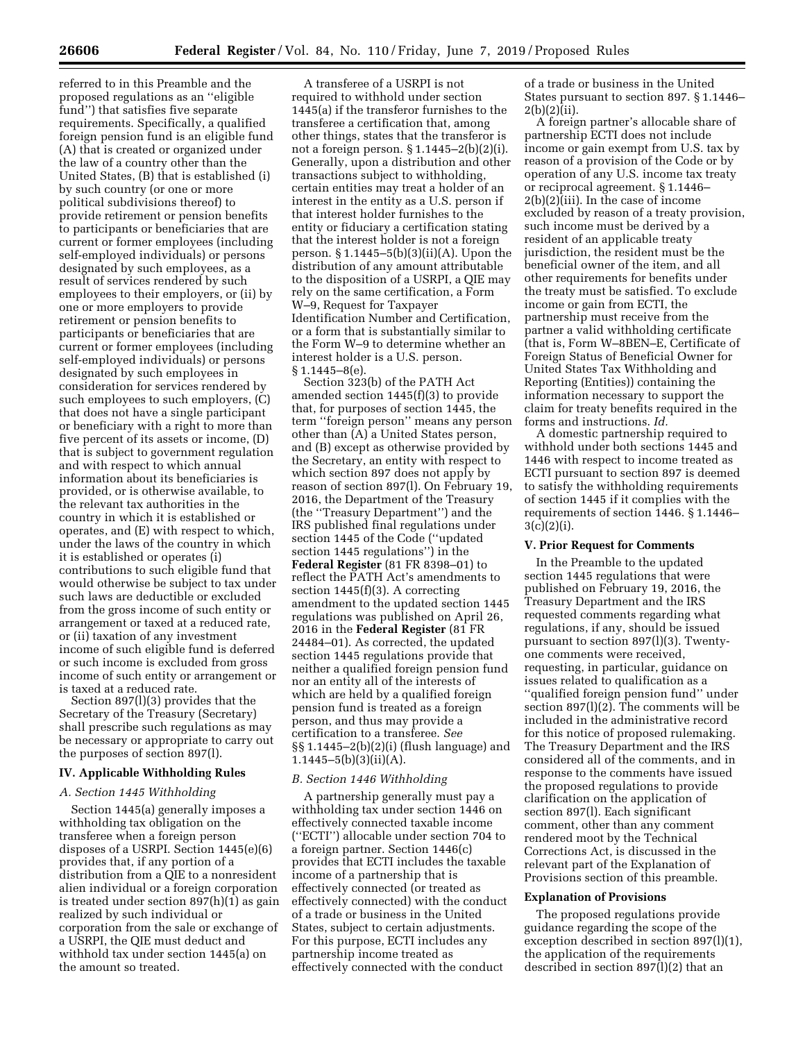referred to in this Preamble and the proposed regulations as an ''eligible fund'') that satisfies five separate requirements. Specifically, a qualified foreign pension fund is an eligible fund (A) that is created or organized under the law of a country other than the United States, (B) that is established (i) by such country (or one or more political subdivisions thereof) to provide retirement or pension benefits to participants or beneficiaries that are current or former employees (including self-employed individuals) or persons designated by such employees, as a result of services rendered by such employees to their employers, or (ii) by one or more employers to provide retirement or pension benefits to participants or beneficiaries that are current or former employees (including self-employed individuals) or persons designated by such employees in consideration for services rendered by such employees to such employers, (C) that does not have a single participant or beneficiary with a right to more than five percent of its assets or income, (D) that is subject to government regulation and with respect to which annual information about its beneficiaries is provided, or is otherwise available, to the relevant tax authorities in the country in which it is established or operates, and (E) with respect to which, under the laws of the country in which it is established or operates (i) contributions to such eligible fund that would otherwise be subject to tax under such laws are deductible or excluded from the gross income of such entity or arrangement or taxed at a reduced rate, or (ii) taxation of any investment income of such eligible fund is deferred or such income is excluded from gross income of such entity or arrangement or is taxed at a reduced rate.

Section 897(l)(3) provides that the Secretary of the Treasury (Secretary) shall prescribe such regulations as may be necessary or appropriate to carry out the purposes of section 897(l).

## IV. Applicable Withholding Rules

### A. Section 1445 Withholding

Section 1445(a) generally imposes a withholding tax obligation on the transferee when a foreign person disposes of a USRPI. Section 1445(e)(6) provides that, if any portion of a distribution from a QIE to a nonresident alien individual or a foreign corporation is treated under section 897(h)(1) as gain realized by such individual or corporation from the sale or exchange of a USRPI, the QIE must deduct and withhold tax under section 1445(a) on the amount so treated.

A transferee of a USRPI is not required to withhold under section 1445(a) if the transferor furnishes to the transferee a certification that, among other things, states that the transferor is not a foreign person. § 1.1445–2(b)(2)(i). Generally, upon a distribution and other transactions subject to withholding, certain entities may treat a holder of an interest in the entity as a U.S. person if that interest holder furnishes to the entity or fiduciary a certification stating that the interest holder is not a foreign person. § 1.1445–5(b)(3)(ii)(A). Upon the distribution of any amount attributable to the disposition of a USRPI, a QIE may rely on the same certification, a Form W–9, Request for Taxpayer Identification Number and Certification, or a form that is substantially similar to the Form W–9 to determine whether an interest holder is a U.S. person. § 1.1445–8(e).

Section 323(b) of the PATH Act amended section 1445(f)(3) to provide that, for purposes of section 1445, the term ''foreign person'' means any person other than (A) a United States person, and (B) except as otherwise provided by the Secretary, an entity with respect to which section 897 does not apply by reason of section 897(l). On February 19, 2016, the Department of the Treasury (the ''Treasury Department'') and the IRS published final regulations under section 1445 of the Code (''updated section 1445 regulations'') in the **Federal Register** (81 FR 8398–01) to reflect the PATH Act's amendments to section 1445(f)(3). A correcting amendment to the updated section 1445 regulations was published on April 26, 2016 in the **Federal Register** (81 FR 24484–01). As corrected, the updated section 1445 regulations provide that neither a qualified foreign pension fund nor an entity all of the interests of which are held by a qualified foreign pension fund is treated as a foreign person, and thus may provide a certification to a transferee. *See* §§ 1.1445–2(b)(2)(i) (flush language) and 1.1445–5(b)(3)(ii)(A).

### B. Section 1446 Withholding

A partnership generally must pay a withholding tax under section 1446 on effectively connected taxable income (''ECTI'') allocable under section 704 to a foreign partner. Section 1446(c) provides that ECTI includes the taxable income of a partnership that is effectively connected (or treated as effectively connected) with the conduct of a trade or business in the United States, subject to certain adjustments. For this purpose, ECTI includes any partnership income treated as effectively connected with the conduct of a trade or business in the United States pursuant to section 897. § 1.1446–2(b)(2)(ii).

A foreign partner's allocable share of partnership ECTI does not include income or gain exempt from U.S. tax by reason of a provision of the Code or by operation of any U.S. income tax treaty or reciprocal agreement. § 1.1446–2(b)(2)(iii). In the case of income excluded by reason of a treaty provision, such income must be derived by a resident of an applicable treaty jurisdiction, the resident must be the beneficial owner of the item, and all other requirements for benefits under the treaty must be satisfied. To exclude income or gain from ECTI, the partnership must receive from the partner a valid withholding certificate (that is, Form W–8BEN–E, Certificate of Foreign Status of Beneficial Owner for United States Tax Withholding and Reporting (Entities)) containing the information necessary to support the claim for treaty benefits required in the forms and instructions. *Id.*

A domestic partnership required to withhold under both sections 1445 and 1446 with respect to income treated as ECTI pursuant to section 897 is deemed to satisfy the withholding requirements of section 1445 if it complies with the requirements of section 1446. § 1.1446–3(c)(2)(i).

## V. Prior Request for Comments

In the Preamble to the updated section 1445 regulations that were published on February 19, 2016, the Treasury Department and the IRS requested comments regarding what regulations, if any, should be issued pursuant to section 897(l)(3). Twenty-one comments were received, requesting, in particular, guidance on issues related to qualification as a ''qualified foreign pension fund'' under section 897(l)(2). The comments will be included in the administrative record for this notice of proposed rulemaking. The Treasury Department and the IRS considered all of the comments, and in response to the comments have issued the proposed regulations to provide clarification on the application of section 897(l). Each significant comment, other than any comment rendered moot by the Technical Corrections Act, is discussed in the relevant part of the Explanation of Provisions section of this preamble.

## Explanation of Provisions

The proposed regulations provide guidance regarding the scope of the exception described in section 897(l)(1), the application of the requirements described in section 897(l)(2) that an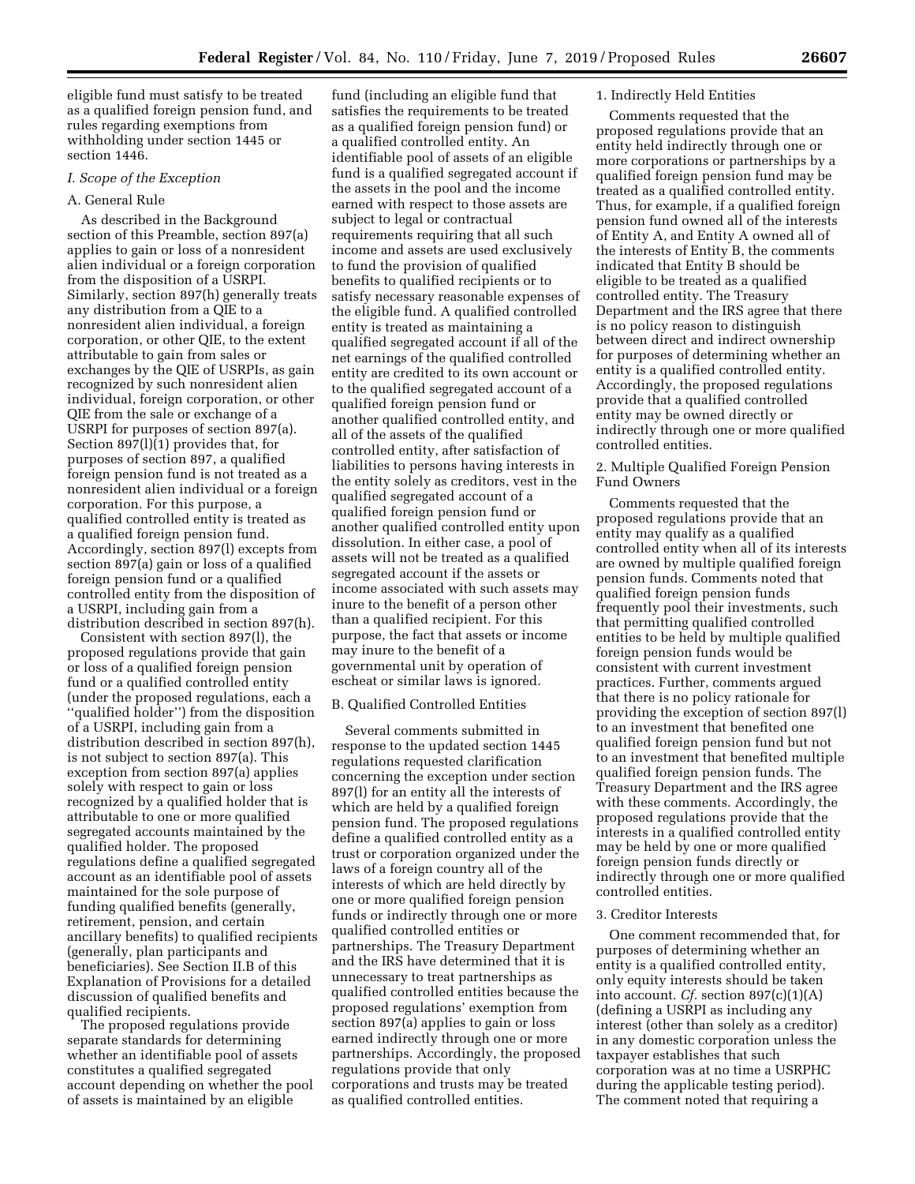eligible fund must satisfy to be treated as a qualified foreign pension fund, and rules regarding exemptions from withholding under section 1445 or section 1446.

### *I. Scope of the Exception*

#### A. General Rule

As described in the Background section of this Preamble, section 897(a) applies to gain or loss of a nonresident alien individual or a foreign corporation from the disposition of a USRPI. Similarly, section 897(h) generally treats any distribution from a QIE to a nonresident alien individual, a foreign corporation, or other QIE, to the extent attributable to gain from sales or exchanges by the QIE of USRPIs, as gain recognized by such nonresident alien individual, foreign corporation, or other QIE from the sale or exchange of a USRPI for purposes of section 897(a). Section 897(l)(1) provides that, for purposes of section 897, a qualified foreign pension fund is not treated as a nonresident alien individual or a foreign corporation. For this purpose, a qualified controlled entity is treated as a qualified foreign pension fund. Accordingly, section 897(l) excepts from section 897(a) gain or loss of a qualified foreign pension fund or a qualified controlled entity from the disposition of a USRPI, including gain from a distribution described in section 897(h).

Consistent with section 897(l), the proposed regulations provide that gain or loss of a qualified foreign pension fund or a qualified controlled entity (under the proposed regulations, each a ''qualified holder'') from the disposition of a USRPI, including gain from a distribution described in section 897(h), is not subject to section 897(a). This exception from section 897(a) applies solely with respect to gain or loss recognized by a qualified holder that is attributable to one or more qualified segregated accounts maintained by the qualified holder. The proposed regulations define a qualified segregated account as an identifiable pool of assets maintained for the sole purpose of funding qualified benefits (generally, retirement, pension, and certain ancillary benefits) to qualified recipients (generally, plan participants and beneficiaries). See Section II.B of this Explanation of Provisions for a detailed discussion of qualified benefits and qualified recipients.

The proposed regulations provide separate standards for determining whether an identifiable pool of assets constitutes a qualified segregated account depending on whether the pool of assets is maintained by an eligible fund (including an eligible fund that satisfies the requirements to be treated as a qualified foreign pension fund) or a qualified controlled entity. An identifiable pool of assets of an eligible fund is a qualified segregated account if the assets in the pool and the income earned with respect to those assets are subject to legal or contractual requirements requiring that all such income and assets are used exclusively to fund the provision of qualified benefits to qualified recipients or to satisfy necessary reasonable expenses of the eligible fund. A qualified controlled entity is treated as maintaining a qualified segregated account if all of the net earnings of the qualified controlled entity are credited to its own account or to the qualified segregated account of a qualified foreign pension fund or another qualified controlled entity, and all of the assets of the qualified controlled entity, after satisfaction of liabilities to persons having interests in the entity solely as creditors, vest in the qualified segregated account of a qualified foreign pension fund or another qualified controlled entity upon dissolution. In either case, a pool of assets will not be treated as a qualified segregated account if the assets or income associated with such assets may inure to the benefit of a person other than a qualified recipient. For this purpose, the fact that assets or income may inure to the benefit of a governmental unit by operation of escheat or similar laws is ignored.

#### B. Qualified Controlled Entities

Several comments submitted in response to the updated section 1445 regulations requested clarification concerning the exception under section 897(l) for an entity all the interests of which are held by a qualified foreign pension fund. The proposed regulations define a qualified controlled entity as a trust or corporation organized under the laws of a foreign country all of the interests of which are held directly by one or more qualified foreign pension funds or indirectly through one or more qualified controlled entities or partnerships. The Treasury Department and the IRS have determined that it is unnecessary to treat partnerships as qualified controlled entities because the proposed regulations' exemption from section 897(a) applies to gain or loss earned indirectly through one or more partnerships. Accordingly, the proposed regulations provide that only corporations and trusts may be treated as qualified controlled entities.

##### 1. Indirectly Held Entities

Comments requested that the proposed regulations provide that an entity held indirectly through one or more corporations or partnerships by a qualified foreign pension fund may be treated as a qualified controlled entity. Thus, for example, if a qualified foreign pension fund owned all of the interests of Entity A, and Entity A owned all of the interests of Entity B, the comments indicated that Entity B should be eligible to be treated as a qualified controlled entity. The Treasury Department and the IRS agree that there is no policy reason to distinguish between direct and indirect ownership for purposes of determining whether an entity is a qualified controlled entity. Accordingly, the proposed regulations provide that a qualified controlled entity may be owned directly or indirectly through one or more qualified controlled entities.

##### 2. Multiple Qualified Foreign Pension Fund Owners

Comments requested that the proposed regulations provide that an entity may qualify as a qualified controlled entity when all of its interests are owned by multiple qualified foreign pension funds. Comments noted that qualified foreign pension funds frequently pool their investments, such that permitting qualified controlled entities to be held by multiple qualified foreign pension funds would be consistent with current investment practices. Further, comments argued that there is no policy rationale for providing the exception of section 897(l) to an investment that benefited one qualified foreign pension fund but not to an investment that benefited multiple qualified foreign pension funds. The Treasury Department and the IRS agree with these comments. Accordingly, the proposed regulations provide that the interests in a qualified controlled entity may be held by one or more qualified foreign pension funds directly or indirectly through one or more qualified controlled entities.

##### 3. Creditor Interests

One comment recommended that, for purposes of determining whether an entity is a qualified controlled entity, only equity interests should be taken into account. *Cf.* section 897(c)(1)(A) (defining a USRPI as including any interest (other than solely as a creditor) in any domestic corporation unless the taxpayer establishes that such corporation was at no time a USRPHC during the applicable testing period). The comment noted that requiring a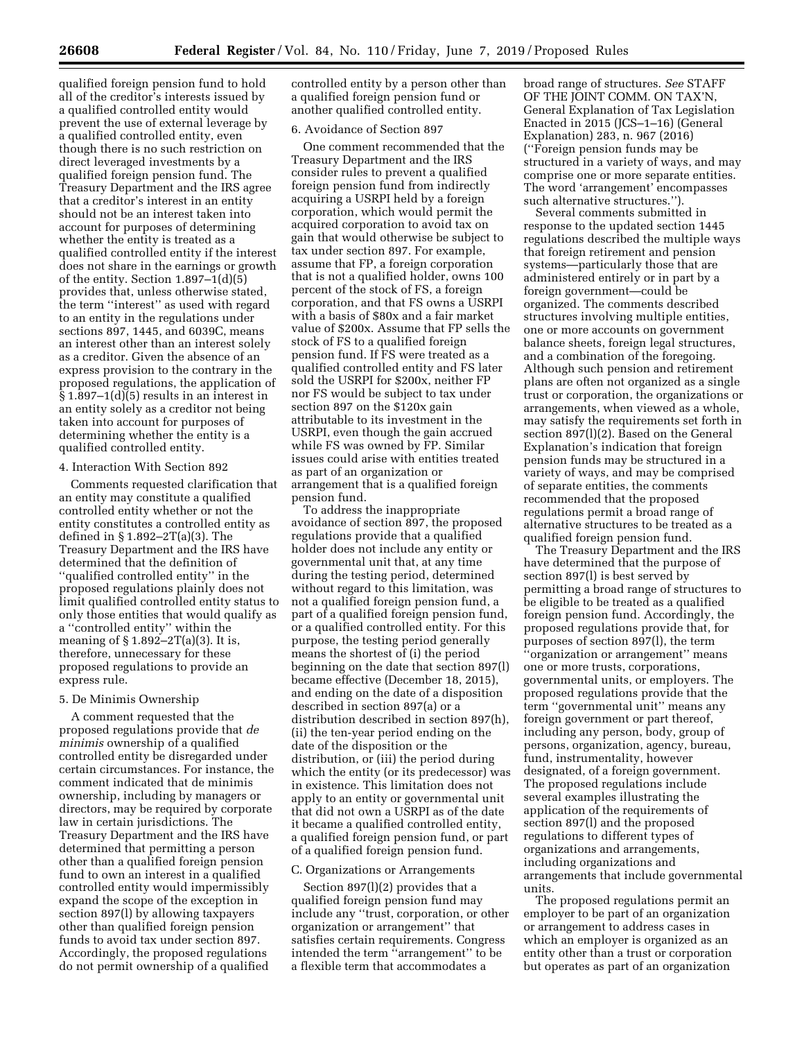qualified foreign pension fund to hold all of the creditor's interests issued by a qualified controlled entity would prevent the use of external leverage by a qualified controlled entity, even though there is no such restriction on direct leveraged investments by a qualified foreign pension fund. The Treasury Department and the IRS agree that a creditor's interest in an entity should not be an interest taken into account for purposes of determining whether the entity is treated as a qualified controlled entity if the interest does not share in the earnings or growth of the entity. Section 1.897–1(d)(5) provides that, unless otherwise stated, the term ''interest'' as used with regard to an entity in the regulations under sections 897, 1445, and 6039C, means an interest other than an interest solely as a creditor. Given the absence of an express provision to the contrary in the proposed regulations, the application of § 1.897–1(d)(5) results in an interest in an entity solely as a creditor not being taken into account for purposes of determining whether the entity is a qualified controlled entity.

4. Interaction With Section 892

Comments requested clarification that an entity may constitute a qualified controlled entity whether or not the entity constitutes a controlled entity as defined in § 1.892–2T(a)(3). The Treasury Department and the IRS have determined that the definition of ''qualified controlled entity'' in the proposed regulations plainly does not limit qualified controlled entity status to only those entities that would qualify as a ''controlled entity'' within the meaning of § 1.892–2T(a)(3). It is, therefore, unnecessary for these proposed regulations to provide an express rule.

5. De Minimis Ownership

A comment requested that the proposed regulations provide that *de minimis* ownership of a qualified controlled entity be disregarded under certain circumstances. For instance, the comment indicated that de minimis ownership, including by managers or directors, may be required by corporate law in certain jurisdictions. The Treasury Department and the IRS have determined that permitting a person other than a qualified foreign pension fund to own an interest in a qualified controlled entity would impermissibly expand the scope of the exception in section 897(l) by allowing taxpayers other than qualified foreign pension funds to avoid tax under section 897. Accordingly, the proposed regulations do not permit ownership of a qualified controlled entity by a person other than a qualified foreign pension fund or another qualified controlled entity.

6. Avoidance of Section 897

One comment recommended that the Treasury Department and the IRS consider rules to prevent a qualified foreign pension fund from indirectly acquiring a USRPI held by a foreign corporation, which would permit the acquired corporation to avoid tax on gain that would otherwise be subject to tax under section 897. For example, assume that FP, a foreign corporation that is not a qualified holder, owns 100 percent of the stock of FS, a foreign corporation, and that FS owns a USRPI with a basis of $80x and a fair market value of $200x. Assume that FP sells the stock of FS to a qualified foreign pension fund. If FS were treated as a qualified controlled entity and FS later sold the USRPI for $200x, neither FP nor FS would be subject to tax under section 897 on the $120x gain attributable to its investment in the USRPI, even though the gain accrued while FS was owned by FP. Similar issues could arise with entities treated as part of an organization or arrangement that is a qualified foreign pension fund.

To address the inappropriate avoidance of section 897, the proposed regulations provide that a qualified holder does not include any entity or governmental unit that, at any time during the testing period, determined without regard to this limitation, was not a qualified foreign pension fund, a part of a qualified foreign pension fund, or a qualified controlled entity. For this purpose, the testing period generally means the shortest of (i) the period beginning on the date that section 897(l) became effective (December 18, 2015), and ending on the date of a disposition described in section 897(a) or a distribution described in section 897(h), (ii) the ten-year period ending on the date of the disposition or the distribution, or (iii) the period during which the entity (or its predecessor) was in existence. This limitation does not apply to an entity or governmental unit that did not own a USRPI as of the date it became a qualified controlled entity, a qualified foreign pension fund, or part of a qualified foreign pension fund.

C. Organizations or Arrangements

Section 897(l)(2) provides that a qualified foreign pension fund may include any ''trust, corporation, or other organization or arrangement'' that satisfies certain requirements. Congress intended the term ''arrangement'' to be a flexible term that accommodates a broad range of structures. *See* STAFF OF THE JOINT COMM. ON TAX'N, General Explanation of Tax Legislation Enacted in 2015 (JCS–1–16) (General Explanation) 283, n. 967 (2016) (''Foreign pension funds may be structured in a variety of ways, and may comprise one or more separate entities. The word 'arrangement' encompasses such alternative structures.'').

Several comments submitted in response to the updated section 1445 regulations described the multiple ways that foreign retirement and pension systems—particularly those that are administered entirely or in part by a foreign government—could be organized. The comments described structures involving multiple entities, one or more accounts on government balance sheets, foreign legal structures, and a combination of the foregoing. Although such pension and retirement plans are often not organized as a single trust or corporation, the organizations or arrangements, when viewed as a whole, may satisfy the requirements set forth in section 897(l)(2). Based on the General Explanation's indication that foreign pension funds may be structured in a variety of ways, and may be comprised of separate entities, the comments recommended that the proposed regulations permit a broad range of alternative structures to be treated as a qualified foreign pension fund.

The Treasury Department and the IRS have determined that the purpose of section 897(l) is best served by permitting a broad range of structures to be eligible to be treated as a qualified foreign pension fund. Accordingly, the proposed regulations provide that, for purposes of section 897(l), the term ''organization or arrangement'' means one or more trusts, corporations, governmental units, or employers. The proposed regulations provide that the term ''governmental unit'' means any foreign government or part thereof, including any person, body, group of persons, organization, agency, bureau, fund, instrumentality, however designated, of a foreign government. The proposed regulations include several examples illustrating the application of the requirements of section 897(l) and the proposed regulations to different types of organizations and arrangements, including organizations and arrangements that include governmental units.

The proposed regulations permit an employer to be part of an organization or arrangement to address cases in which an employer is organized as an entity other than a trust or corporation but operates as part of an organization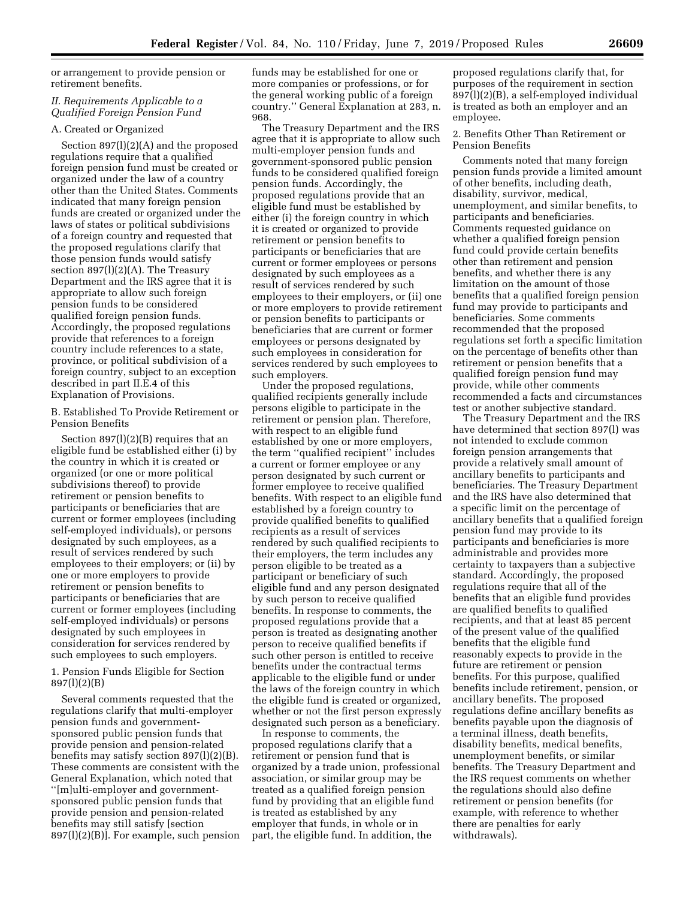or arrangement to provide pension or retirement benefits.

## II. Requirements Applicable to a Qualified Foreign Pension Fund

### A. Created or Organized

Section 897(l)(2)(A) and the proposed regulations require that a qualified foreign pension fund must be created or organized under the law of a country other than the United States. Comments indicated that many foreign pension funds are created or organized under the laws of states or political subdivisions of a foreign country and requested that the proposed regulations clarify that those pension funds would satisfy section 897(l)(2)(A). The Treasury Department and the IRS agree that it is appropriate to allow such foreign pension funds to be considered qualified foreign pension funds. Accordingly, the proposed regulations provide that references to a foreign country include references to a state, province, or political subdivision of a foreign country, subject to an exception described in part II.E.4 of this Explanation of Provisions.

### B. Established To Provide Retirement or Pension Benefits

Section 897(l)(2)(B) requires that an eligible fund be established either (i) by the country in which it is created or organized (or one or more political subdivisions thereof) to provide retirement or pension benefits to participants or beneficiaries that are current or former employees (including self-employed individuals), or persons designated by such employees, as a result of services rendered by such employees to their employers; or (ii) by one or more employers to provide retirement or pension benefits to participants or beneficiaries that are current or former employees (including self-employed individuals) or persons designated by such employees in consideration for services rendered by such employees to such employers.

#### 1. Pension Funds Eligible for Section 897(l)(2)(B)

Several comments requested that the regulations clarify that multi-employer pension funds and government-sponsored public pension funds that provide pension and pension-related benefits may satisfy section 897(l)(2)(B). These comments are consistent with the General Explanation, which noted that "[m]ulti-employer and government-sponsored public pension funds that provide pension and pension-related benefits may still satisfy [section 897(l)(2)(B)]. For example, such pension funds may be established for one or more companies or professions, or for the general working public of a foreign country." General Explanation at 283, n. 968.

The Treasury Department and the IRS agree that it is appropriate to allow such multi-employer pension funds and government-sponsored public pension funds to be considered qualified foreign pension funds. Accordingly, the proposed regulations provide that an eligible fund must be established by either (i) the foreign country in which it is created or organized to provide retirement or pension benefits to participants or beneficiaries that are current or former employees or persons designated by such employees as a result of services rendered by such employees to their employers, or (ii) one or more employers to provide retirement or pension benefits to participants or beneficiaries that are current or former employees or persons designated by such employees in consideration for services rendered by such employees to such employers.

Under the proposed regulations, qualified recipients generally include persons eligible to participate in the retirement or pension plan. Therefore, with respect to an eligible fund established by one or more employers, the term "qualified recipient" includes a current or former employee or any person designated by such current or former employee to receive qualified benefits. With respect to an eligible fund established by a foreign country to provide qualified benefits to qualified recipients as a result of services rendered by such qualified recipients to their employers, the term includes any person eligible to be treated as a participant or beneficiary of such eligible fund and any person designated by such person to receive qualified benefits. In response to comments, the proposed regulations provide that a person is treated as designating another person to receive qualified benefits if such other person is entitled to receive benefits under the contractual terms applicable to the eligible fund or under the laws of the foreign country in which the eligible fund is created or organized, whether or not the first person expressly designated such person as a beneficiary.

In response to comments, the proposed regulations clarify that a retirement or pension fund that is organized by a trade union, professional association, or similar group may be treated as a qualified foreign pension fund by providing that an eligible fund is treated as established by any employer that funds, in whole or in part, the eligible fund. In addition, the proposed regulations clarify that, for purposes of the requirement in section 897(l)(2)(B), a self-employed individual is treated as both an employer and an employee.

#### 2. Benefits Other Than Retirement or Pension Benefits

Comments noted that many foreign pension funds provide a limited amount of other benefits, including death, disability, survivor, medical, unemployment, and similar benefits, to participants and beneficiaries. Comments requested guidance on whether a qualified foreign pension fund could provide certain benefits other than retirement and pension benefits, and whether there is any limitation on the amount of those benefits that a qualified foreign pension fund may provide to participants and beneficiaries. Some comments recommended that the proposed regulations set forth a specific limitation on the percentage of benefits other than retirement or pension benefits that a qualified foreign pension fund may provide, while other comments recommended a facts and circumstances test or another subjective standard.

The Treasury Department and the IRS have determined that section 897(l) was not intended to exclude common foreign pension arrangements that provide a relatively small amount of ancillary benefits to participants and beneficiaries. The Treasury Department and the IRS have also determined that a specific limit on the percentage of ancillary benefits that a qualified foreign pension fund may provide to its participants and beneficiaries is more administrable and provides more certainty to taxpayers than a subjective standard. Accordingly, the proposed regulations require that all of the benefits that an eligible fund provides are qualified benefits to qualified recipients, and that at least 85 percent of the present value of the qualified benefits that the eligible fund reasonably expects to provide in the future are retirement or pension benefits. For this purpose, qualified benefits include retirement, pension, or ancillary benefits. The proposed regulations define ancillary benefits as benefits payable upon the diagnosis of a terminal illness, death benefits, disability benefits, medical benefits, unemployment benefits, or similar benefits. The Treasury Department and the IRS request comments on whether the regulations should also define retirement or pension benefits (for example, with reference to whether there are penalties for early withdrawals).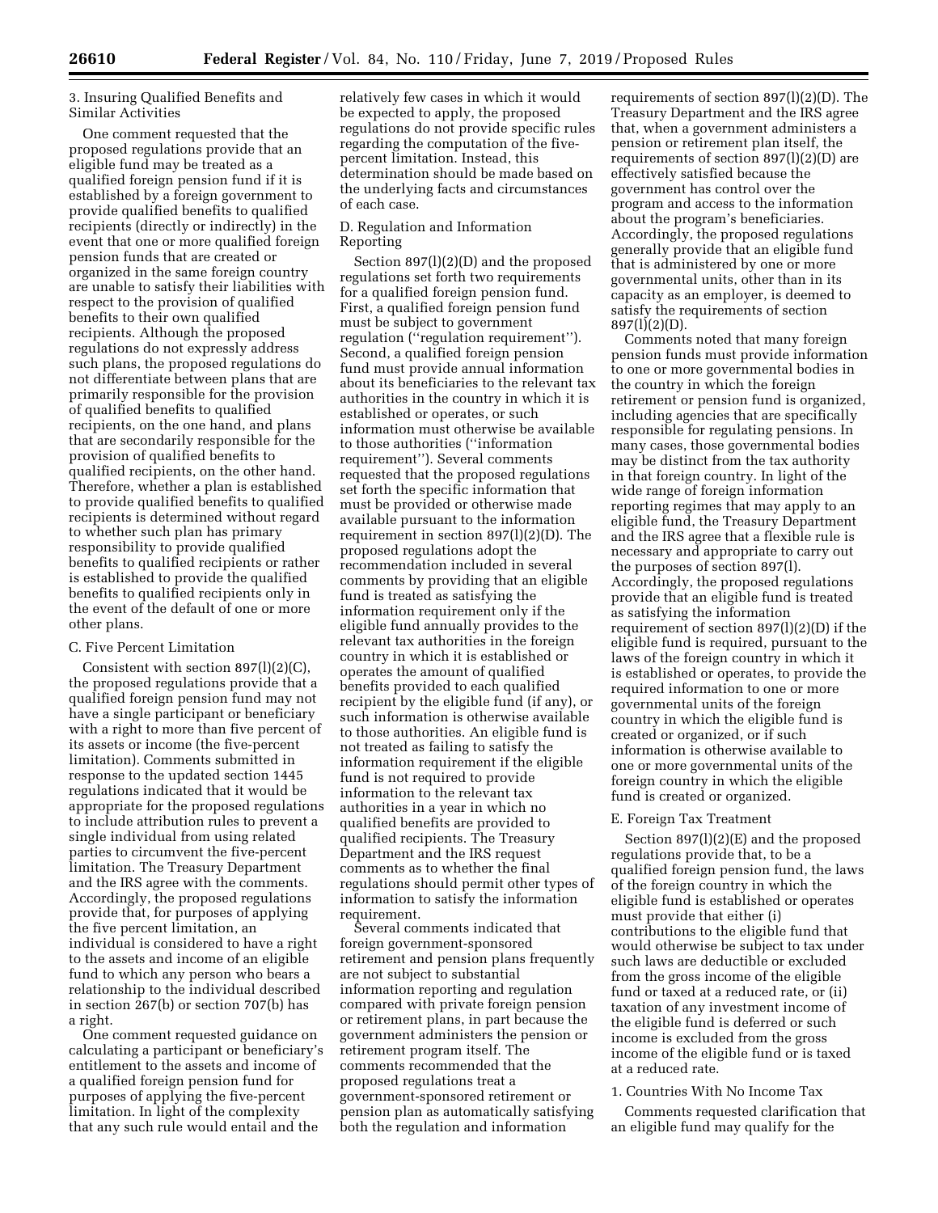3. Insuring Qualified Benefits and Similar Activities

One comment requested that the proposed regulations provide that an eligible fund may be treated as a qualified foreign pension fund if it is established by a foreign government to provide qualified benefits to qualified recipients (directly or indirectly) in the event that one or more qualified foreign pension funds that are created or organized in the same foreign country are unable to satisfy their liabilities with respect to the provision of qualified benefits to their own qualified recipients. Although the proposed regulations do not expressly address such plans, the proposed regulations do not differentiate between plans that are primarily responsible for the provision of qualified benefits to qualified recipients, on the one hand, and plans that are secondarily responsible for the provision of qualified benefits to qualified recipients, on the other hand. Therefore, whether a plan is established to provide qualified benefits to qualified recipients is determined without regard to whether such plan has primary responsibility to provide qualified benefits to qualified recipients or rather is established to provide the qualified benefits to qualified recipients only in the event of the default of one or more other plans.

C. Five Percent Limitation

Consistent with section 897(l)(2)(C), the proposed regulations provide that a qualified foreign pension fund may not have a single participant or beneficiary with a right to more than five percent of its assets or income (the five-percent limitation). Comments submitted in response to the updated section 1445 regulations indicated that it would be appropriate for the proposed regulations to include attribution rules to prevent a single individual from using related parties to circumvent the five-percent limitation. The Treasury Department and the IRS agree with the comments. Accordingly, the proposed regulations provide that, for purposes of applying the five percent limitation, an individual is considered to have a right to the assets and income of an eligible fund to which any person who bears a relationship to the individual described in section 267(b) or section 707(b) has a right.

One comment requested guidance on calculating a participant or beneficiary's entitlement to the assets and income of a qualified foreign pension fund for purposes of applying the five-percent limitation. In light of the complexity that any such rule would entail and the relatively few cases in which it would be expected to apply, the proposed regulations do not provide specific rules regarding the computation of the five-percent limitation. Instead, this determination should be made based on the underlying facts and circumstances of each case.

D. Regulation and Information Reporting

Section 897(l)(2)(D) and the proposed regulations set forth two requirements for a qualified foreign pension fund. First, a qualified foreign pension fund must be subject to government regulation (''regulation requirement''). Second, a qualified foreign pension fund must provide annual information about its beneficiaries to the relevant tax authorities in the country in which it is established or operates, or such information must otherwise be available to those authorities (''information requirement''). Several comments requested that the proposed regulations set forth the specific information that must be provided or otherwise made available pursuant to the information requirement in section 897(l)(2)(D). The proposed regulations adopt the recommendation included in several comments by providing that an eligible fund is treated as satisfying the information requirement only if the eligible fund annually provides to the relevant tax authorities in the foreign country in which it is established or operates the amount of qualified benefits provided to each qualified recipient by the eligible fund (if any), or such information is otherwise available to those authorities. An eligible fund is not treated as failing to satisfy the information requirement if the eligible fund is not required to provide information to the relevant tax authorities in a year in which no qualified benefits are provided to qualified recipients. The Treasury Department and the IRS request comments as to whether the final regulations should permit other types of information to satisfy the information requirement.

Several comments indicated that foreign government-sponsored retirement and pension plans frequently are not subject to substantial information reporting and regulation compared with private foreign pension or retirement plans, in part because the government administers the pension or retirement program itself. The comments recommended that the proposed regulations treat a government-sponsored retirement or pension plan as automatically satisfying both the regulation and information requirements of section 897(l)(2)(D). The Treasury Department and the IRS agree that, when a government administers a pension or retirement plan itself, the requirements of section 897(l)(2)(D) are effectively satisfied because the government has control over the program and access to the information about the program's beneficiaries. Accordingly, the proposed regulations generally provide that an eligible fund that is administered by one or more governmental units, other than in its capacity as an employer, is deemed to satisfy the requirements of section 897(l)(2)(D).

Comments noted that many foreign pension funds must provide information to one or more governmental bodies in the country in which the foreign retirement or pension fund is organized, including agencies that are specifically responsible for regulating pensions. In many cases, those governmental bodies may be distinct from the tax authority in that foreign country. In light of the wide range of foreign information reporting regimes that may apply to an eligible fund, the Treasury Department and the IRS agree that a flexible rule is necessary and appropriate to carry out the purposes of section 897(l). Accordingly, the proposed regulations provide that an eligible fund is treated as satisfying the information requirement of section 897(l)(2)(D) if the eligible fund is required, pursuant to the laws of the foreign country in which it is established or operates, to provide the required information to one or more governmental units of the foreign country in which the eligible fund is created or organized, or if such information is otherwise available to one or more governmental units of the foreign country in which the eligible fund is created or organized.

E. Foreign Tax Treatment

Section 897(l)(2)(E) and the proposed regulations provide that, to be a qualified foreign pension fund, the laws of the foreign country in which the eligible fund is established or operates must provide that either (i) contributions to the eligible fund that would otherwise be subject to tax under such laws are deductible or excluded from the gross income of the eligible fund or taxed at a reduced rate, or (ii) taxation of any investment income of the eligible fund is deferred or such income is excluded from the gross income of the eligible fund or is taxed at a reduced rate.

1. Countries With No Income Tax

Comments requested clarification that an eligible fund may qualify for the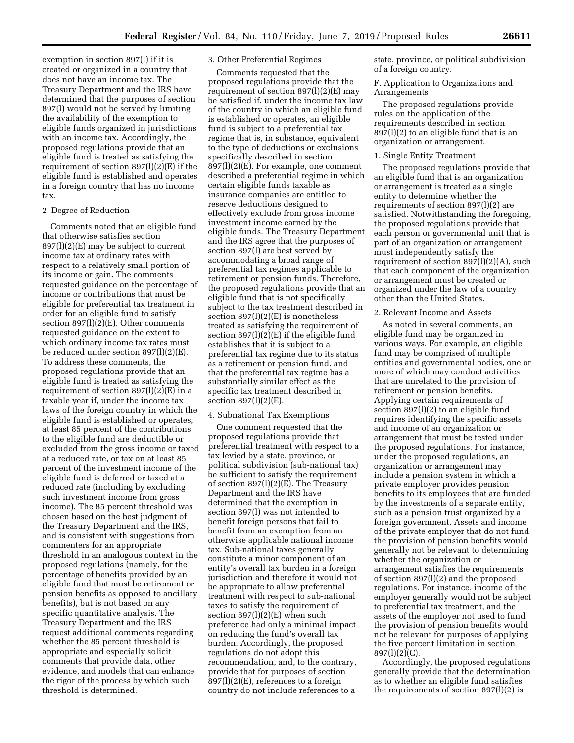exemption in section 897(l) if it is created or organized in a country that does not have an income tax. The Treasury Department and the IRS have determined that the purposes of section 897(l) would not be served by limiting the availability of the exemption to eligible funds organized in jurisdictions with an income tax. Accordingly, the proposed regulations provide that an eligible fund is treated as satisfying the requirement of section 897(l)(2)(E) if the eligible fund is established and operates in a foreign country that has no income tax.

2. Degree of Reduction

Comments noted that an eligible fund that otherwise satisfies section 897(l)(2)(E) may be subject to current income tax at ordinary rates with respect to a relatively small portion of its income or gain. The comments requested guidance on the percentage of income or contributions that must be eligible for preferential tax treatment in order for an eligible fund to satisfy section 897(l)(2)(E). Other comments requested guidance on the extent to which ordinary income tax rates must be reduced under section 897(l)(2)(E). To address these comments, the proposed regulations provide that an eligible fund is treated as satisfying the requirement of section 897(l)(2)(E) in a taxable year if, under the income tax laws of the foreign country in which the eligible fund is established or operates, at least 85 percent of the contributions to the eligible fund are deductible or excluded from the gross income or taxed at a reduced rate, or tax on at least 85 percent of the investment income of the eligible fund is deferred or taxed at a reduced rate (including by excluding such investment income from gross income). The 85 percent threshold was chosen based on the best judgment of the Treasury Department and the IRS, and is consistent with suggestions from commenters for an appropriate threshold in an analogous context in the proposed regulations (namely, for the percentage of benefits provided by an eligible fund that must be retirement or pension benefits as opposed to ancillary benefits), but is not based on any specific quantitative analysis. The Treasury Department and the IRS request additional comments regarding whether the 85 percent threshold is appropriate and especially solicit comments that provide data, other evidence, and models that can enhance the rigor of the process by which such threshold is determined.

3. Other Preferential Regimes

Comments requested that the proposed regulations provide that the requirement of section 897(l)(2)(E) may be satisfied if, under the income tax law of the country in which an eligible fund is established or operates, an eligible fund is subject to a preferential tax regime that is, in substance, equivalent to the type of deductions or exclusions specifically described in section 897(l)(2)(E). For example, one comment described a preferential regime in which certain eligible funds taxable as insurance companies are entitled to reserve deductions designed to effectively exclude from gross income investment income earned by the eligible funds. The Treasury Department and the IRS agree that the purposes of section 897(l) are best served by accommodating a broad range of preferential tax regimes applicable to retirement or pension funds. Therefore, the proposed regulations provide that an eligible fund that is not specifically subject to the tax treatment described in section 897(l)(2)(E) is nonetheless treated as satisfying the requirement of section 897(l)(2)(E) if the eligible fund establishes that it is subject to a preferential tax regime due to its status as a retirement or pension fund, and that the preferential tax regime has a substantially similar effect as the specific tax treatment described in section 897(l)(2)(E).

4. Subnational Tax Exemptions

One comment requested that the proposed regulations provide that preferential treatment with respect to a tax levied by a state, province, or political subdivision (sub-national tax) be sufficient to satisfy the requirement of section 897(l)(2)(E). The Treasury Department and the IRS have determined that the exemption in section 897(l) was not intended to benefit foreign persons that fail to benefit from an exemption from an otherwise applicable national income tax. Sub-national taxes generally constitute a minor component of an entity's overall tax burden in a foreign jurisdiction and therefore it would not be appropriate to allow preferential treatment with respect to sub-national taxes to satisfy the requirement of section 897(l)(2)(E) when such preference had only a minimal impact on reducing the fund's overall tax burden. Accordingly, the proposed regulations do not adopt this recommendation, and, to the contrary, provide that for purposes of section 897(l)(2)(E), references to a foreign country do not include references to a state, province, or political subdivision of a foreign country.

F. Application to Organizations and Arrangements

The proposed regulations provide rules on the application of the requirements described in section 897(l)(2) to an eligible fund that is an organization or arrangement.

1. Single Entity Treatment

The proposed regulations provide that an eligible fund that is an organization or arrangement is treated as a single entity to determine whether the requirements of section 897(l)(2) are satisfied. Notwithstanding the foregoing, the proposed regulations provide that each person or governmental unit that is part of an organization or arrangement must independently satisfy the requirement of section 897(l)(2)(A), such that each component of the organization or arrangement must be created or organized under the law of a country other than the United States.

2. Relevant Income and Assets

As noted in several comments, an eligible fund may be organized in various ways. For example, an eligible fund may be comprised of multiple entities and governmental bodies, one or more of which may conduct activities that are unrelated to the provision of retirement or pension benefits. Applying certain requirements of section 897(l)(2) to an eligible fund requires identifying the specific assets and income of an organization or arrangement that must be tested under the proposed regulations. For instance, under the proposed regulations, an organization or arrangement may include a pension system in which a private employer provides pension benefits to its employees that are funded by the investments of a separate entity, such as a pension trust organized by a foreign government. Assets and income of the private employer that do not fund the provision of pension benefits would generally not be relevant to determining whether the organization or arrangement satisfies the requirements of section 897(l)(2) and the proposed regulations. For instance, income of the employer generally would not be subject to preferential tax treatment, and the assets of the employer not used to fund the provision of pension benefits would not be relevant for purposes of applying the five percent limitation in section 897(l)(2)(C).

Accordingly, the proposed regulations generally provide that the determination as to whether an eligible fund satisfies the requirements of section 897(l)(2) is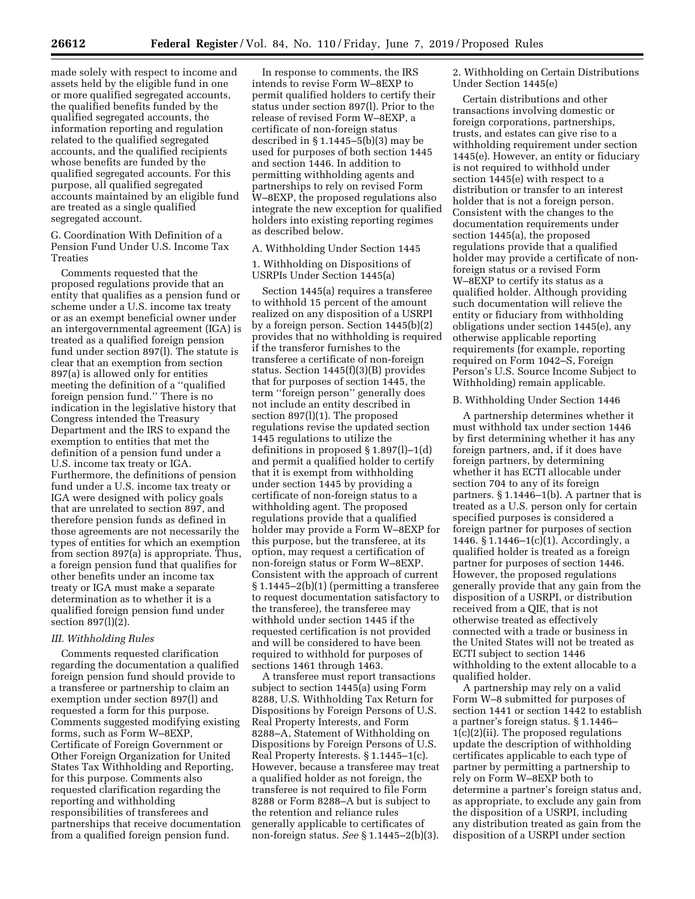made solely with respect to income and assets held by the eligible fund in one or more qualified segregated accounts, the qualified benefits funded by the qualified segregated accounts, the information reporting and regulation related to the qualified segregated accounts, and the qualified recipients whose benefits are funded by the qualified segregated accounts. For this purpose, all qualified segregated accounts maintained by an eligible fund are treated as a single qualified segregated account.

G. Coordination With Definition of a Pension Fund Under U.S. Income Tax Treaties

Comments requested that the proposed regulations provide that an entity that qualifies as a pension fund or scheme under a U.S. income tax treaty or as an exempt beneficial owner under an intergovernmental agreement (IGA) is treated as a qualified foreign pension fund under section 897(l). The statute is clear that an exemption from section 897(a) is allowed only for entities meeting the definition of a ''qualified foreign pension fund.'' There is no indication in the legislative history that Congress intended the Treasury Department and the IRS to expand the exemption to entities that met the definition of a pension fund under a U.S. income tax treaty or IGA. Furthermore, the definitions of pension fund under a U.S. income tax treaty or IGA were designed with policy goals that are unrelated to section 897, and therefore pension funds as defined in those agreements are not necessarily the types of entities for which an exemption from section 897(a) is appropriate. Thus, a foreign pension fund that qualifies for other benefits under an income tax treaty or IGA must make a separate determination as to whether it is a qualified foreign pension fund under section 897(l)(2).

### *III. Withholding Rules*

Comments requested clarification regarding the documentation a qualified foreign pension fund should provide to a transferee or partnership to claim an exemption under section 897(l) and requested a form for this purpose. Comments suggested modifying existing forms, such as Form W–8EXP, Certificate of Foreign Government or Other Foreign Organization for United States Tax Withholding and Reporting, for this purpose. Comments also requested clarification regarding the reporting and withholding responsibilities of transferees and partnerships that receive documentation from a qualified foreign pension fund.

In response to comments, the IRS intends to revise Form W–8EXP to permit qualified holders to certify their status under section 897(l). Prior to the release of revised Form W–8EXP, a certificate of non-foreign status described in § 1.1445–5(b)(3) may be used for purposes of both section 1445 and section 1446. In addition to permitting withholding agents and partnerships to rely on revised Form W–8EXP, the proposed regulations also integrate the new exception for qualified holders into existing reporting regimes as described below.

A. Withholding Under Section 1445

1. Withholding on Dispositions of USRPIs Under Section 1445(a)

Section 1445(a) requires a transferee to withhold 15 percent of the amount realized on any disposition of a USRPI by a foreign person. Section 1445(b)(2) provides that no withholding is required if the transferor furnishes to the transferee a certificate of non-foreign status. Section 1445(f)(3)(B) provides that for purposes of section 1445, the term ''foreign person'' generally does not include an entity described in section 897(l)(1). The proposed regulations revise the updated section 1445 regulations to utilize the definitions in proposed § 1.897(l)–1(d) and permit a qualified holder to certify that it is exempt from withholding under section 1445 by providing a certificate of non-foreign status to a withholding agent. The proposed regulations provide that a qualified holder may provide a Form W–8EXP for this purpose, but the transferee, at its option, may request a certification of non-foreign status or Form W–8EXP. Consistent with the approach of current § 1.1445–2(b)(1) (permitting a transferee to request documentation satisfactory to the transferee), the transferee may withhold under section 1445 if the requested certification is not provided and will be considered to have been required to withhold for purposes of sections 1461 through 1463.

A transferee must report transactions subject to section 1445(a) using Form 8288, U.S. Withholding Tax Return for Dispositions by Foreign Persons of U.S. Real Property Interests, and Form 8288–A, Statement of Withholding on Dispositions by Foreign Persons of U.S. Real Property Interests. § 1.1445–1(c). However, because a transferee may treat a qualified holder as not foreign, the transferee is not required to file Form 8288 or Form 8288–A but is subject to the retention and reliance rules generally applicable to certificates of non-foreign status. *See* § 1.1445–2(b)(3).

2. Withholding on Certain Distributions Under Section 1445(e)

Certain distributions and other transactions involving domestic or foreign corporations, partnerships, trusts, and estates can give rise to a withholding requirement under section 1445(e). However, an entity or fiduciary is not required to withhold under section 1445(e) with respect to a distribution or transfer to an interest holder that is not a foreign person. Consistent with the changes to the documentation requirements under section 1445(a), the proposed regulations provide that a qualified holder may provide a certificate of non-foreign status or a revised Form W–8EXP to certify its status as a qualified holder. Although providing such documentation will relieve the entity or fiduciary from withholding obligations under section 1445(e), any otherwise applicable reporting requirements (for example, reporting required on Form 1042–S, Foreign Person's U.S. Source Income Subject to Withholding) remain applicable.

B. Withholding Under Section 1446

A partnership determines whether it must withhold tax under section 1446 by first determining whether it has any foreign partners, and, if it does have foreign partners, by determining whether it has ECTI allocable under section 704 to any of its foreign partners. § 1.1446–1(b). A partner that is treated as a U.S. person only for certain specified purposes is considered a foreign partner for purposes of section 1446. § 1.1446–1(c)(1). Accordingly, a qualified holder is treated as a foreign partner for purposes of section 1446. However, the proposed regulations generally provide that any gain from the disposition of a USRPI, or distribution received from a QIE, that is not otherwise treated as effectively connected with a trade or business in the United States will not be treated as ECTI subject to section 1446 withholding to the extent allocable to a qualified holder.

A partnership may rely on a valid Form W–8 submitted for purposes of section 1441 or section 1442 to establish a partner's foreign status. § 1.1446–1(c)(2)(ii). The proposed regulations update the description of withholding certificates applicable to each type of partner by permitting a partnership to rely on Form W–8EXP both to determine a partner's foreign status and, as appropriate, to exclude any gain from the disposition of a USRPI, including any distribution treated as gain from the disposition of a USRPI under section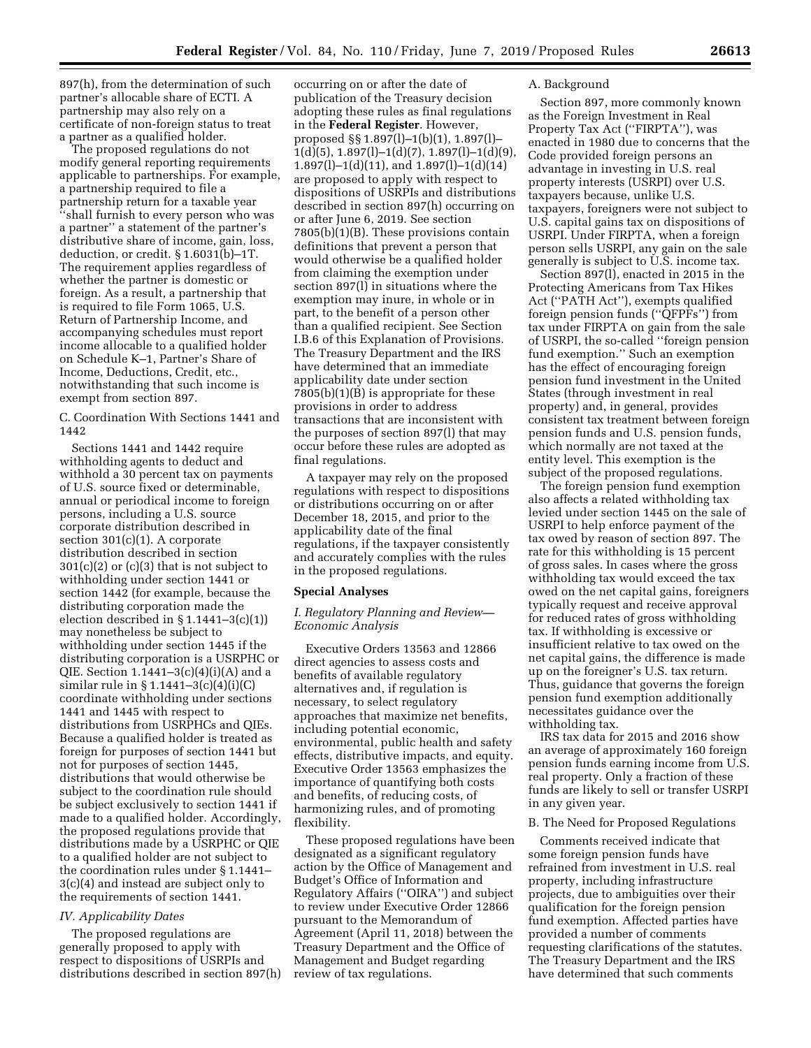897(h), from the determination of such partner's allocable share of ECTI. A partnership may also rely on a certificate of non-foreign status to treat a partner as a qualified holder.

The proposed regulations do not modify general reporting requirements applicable to partnerships. For example, a partnership required to file a partnership return for a taxable year ''shall furnish to every person who was a partner'' a statement of the partner's distributive share of income, gain, loss, deduction, or credit. § 1.6031(b)–1T. The requirement applies regardless of whether the partner is domestic or foreign. As a result, a partnership that is required to file Form 1065, U.S. Return of Partnership Income, and accompanying schedules must report income allocable to a qualified holder on Schedule K–1, Partner's Share of Income, Deductions, Credit, etc., notwithstanding that such income is exempt from section 897.

### C. Coordination With Sections 1441 and 1442

Sections 1441 and 1442 require withholding agents to deduct and withhold a 30 percent tax on payments of U.S. source fixed or determinable, annual or periodical income to foreign persons, including a U.S. source corporate distribution described in section 301(c)(1). A corporate distribution described in section 301(c)(2) or (c)(3) that is not subject to withholding under section 1441 or section 1442 (for example, because the distributing corporation made the election described in § 1.1441–3(c)(1)) may nonetheless be subject to withholding under section 1445 if the distributing corporation is a USRPHC or QIE. Section 1.1441–3(c)(4)(i)(A) and a similar rule in § 1.1441–3(c)(4)(i)(C) coordinate withholding under sections 1441 and 1445 with respect to distributions from USRPHCs and QIEs. Because a qualified holder is treated as foreign for purposes of section 1441 but not for purposes of section 1445, distributions that would otherwise be subject to the coordination rule should be subject exclusively to section 1441 if made to a qualified holder. Accordingly, the proposed regulations provide that distributions made by a USRPHC or QIE to a qualified holder are not subject to the coordination rules under § 1.1441–3(c)(4) and instead are subject only to the requirements of section 1441.

## *IV. Applicability Dates*

The proposed regulations are generally proposed to apply with respect to dispositions of USRPIs and distributions described in section 897(h) occurring on or after the date of publication of the Treasury decision adopting these rules as final regulations in the **Federal Register**. However, proposed §§ 1.897(l)–1(b)(1), 1.897(l)–1(d)(5), 1.897(l)–1(d)(7), 1.897(l)–1(d)(9), 1.897(l)–1(d)(11), and 1.897(l)–1(d)(14) are proposed to apply with respect to dispositions of USRPIs and distributions described in section 897(h) occurring on or after June 6, 2019. See section 7805(b)(1)(B). These provisions contain definitions that prevent a person that would otherwise be a qualified holder from claiming the exemption under section 897(l) in situations where the exemption may inure, in whole or in part, to the benefit of a person other than a qualified recipient. See Section I.B.6 of this Explanation of Provisions. The Treasury Department and the IRS have determined that an immediate applicability date under section 7805(b)(1)(B) is appropriate for these provisions in order to address transactions that are inconsistent with the purposes of section 897(l) that may occur before these rules are adopted as final regulations.

A taxpayer may rely on the proposed regulations with respect to dispositions or distributions occurring on or after December 18, 2015, and prior to the applicability date of the final regulations, if the taxpayer consistently and accurately complies with the rules in the proposed regulations.

## Special Analyses

### *I. Regulatory Planning and Review—Economic Analysis*

Executive Orders 13563 and 12866 direct agencies to assess costs and benefits of available regulatory alternatives and, if regulation is necessary, to select regulatory approaches that maximize net benefits, including potential economic, environmental, public health and safety effects, distributive impacts, and equity. Executive Order 13563 emphasizes the importance of quantifying both costs and benefits, of reducing costs, of harmonizing rules, and of promoting flexibility.

These proposed regulations have been designated as a significant regulatory action by the Office of Management and Budget's Office of Information and Regulatory Affairs (''OIRA'') and subject to review under Executive Order 12866 pursuant to the Memorandum of Agreement (April 11, 2018) between the Treasury Department and the Office of Management and Budget regarding review of tax regulations.

#### A. Background

Section 897, more commonly known as the Foreign Investment in Real Property Tax Act (''FIRPTA''), was enacted in 1980 due to concerns that the Code provided foreign persons an advantage in investing in U.S. real property interests (USRPI) over U.S. taxpayers because, unlike U.S. taxpayers, foreigners were not subject to U.S. capital gains tax on dispositions of USRPI. Under FIRPTA, when a foreign person sells USRPI, any gain on the sale generally is subject to U.S. income tax.

Section 897(l), enacted in 2015 in the Protecting Americans from Tax Hikes Act (''PATH Act''), exempts qualified foreign pension funds (''QFPFs'') from tax under FIRPTA on gain from the sale of USRPI, the so-called ''foreign pension fund exemption.'' Such an exemption has the effect of encouraging foreign pension fund investment in the United States (through investment in real property) and, in general, provides consistent tax treatment between foreign pension funds and U.S. pension funds, which normally are not taxed at the entity level. This exemption is the subject of the proposed regulations.

The foreign pension fund exemption also affects a related withholding tax levied under section 1445 on the sale of USRPI to help enforce payment of the tax owed by reason of section 897. The rate for this withholding is 15 percent of gross sales. In cases where the gross withholding tax would exceed the tax owed on the net capital gains, foreigners typically request and receive approval for reduced rates of gross withholding tax. If withholding is excessive or insufficient relative to tax owed on the net capital gains, the difference is made up on the foreigner's U.S. tax return. Thus, guidance that governs the foreign pension fund exemption additionally necessitates guidance over the withholding tax.

IRS tax data for 2015 and 2016 show an average of approximately 160 foreign pension funds earning income from U.S. real property. Only a fraction of these funds are likely to sell or transfer USRPI in any given year.

#### B. The Need for Proposed Regulations

Comments received indicate that some foreign pension funds have refrained from investment in U.S. real property, including infrastructure projects, due to ambiguities over their qualification for the foreign pension fund exemption. Affected parties have provided a number of comments requesting clarifications of the statutes. The Treasury Department and the IRS have determined that such comments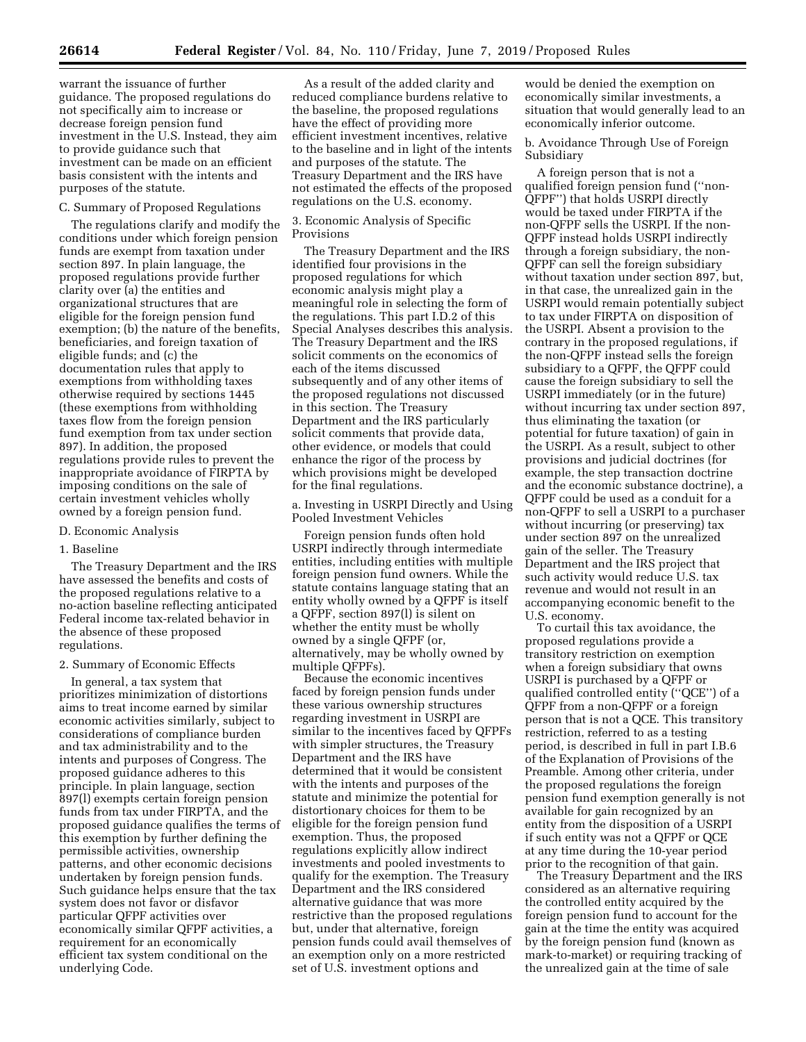warrant the issuance of further guidance. The proposed regulations do not specifically aim to increase or decrease foreign pension fund investment in the U.S. Instead, they aim to provide guidance such that investment can be made on an efficient basis consistent with the intents and purposes of the statute.

C. Summary of Proposed Regulations

The regulations clarify and modify the conditions under which foreign pension funds are exempt from taxation under section 897. In plain language, the proposed regulations provide further clarity over (a) the entities and organizational structures that are eligible for the foreign pension fund exemption; (b) the nature of the benefits, beneficiaries, and foreign taxation of eligible funds; and (c) the documentation rules that apply to exemptions from withholding taxes otherwise required by sections 1445 (these exemptions from withholding taxes flow from the foreign pension fund exemption from tax under section 897). In addition, the proposed regulations provide rules to prevent the inappropriate avoidance of FIRPTA by imposing conditions on the sale of certain investment vehicles wholly owned by a foreign pension fund.

D. Economic Analysis

1. Baseline

The Treasury Department and the IRS have assessed the benefits and costs of the proposed regulations relative to a no-action baseline reflecting anticipated Federal income tax-related behavior in the absence of these proposed regulations.

2. Summary of Economic Effects

In general, a tax system that prioritizes minimization of distortions aims to treat income earned by similar economic activities similarly, subject to considerations of compliance burden and tax administrability and to the intents and purposes of Congress. The proposed guidance adheres to this principle. In plain language, section 897(l) exempts certain foreign pension funds from tax under FIRPTA, and the proposed guidance qualifies the terms of this exemption by further defining the permissible activities, ownership patterns, and other economic decisions undertaken by foreign pension funds. Such guidance helps ensure that the tax system does not favor or disfavor particular QFPF activities over economically similar QFPF activities, a requirement for an economically efficient tax system conditional on the underlying Code.

As a result of the added clarity and reduced compliance burdens relative to the baseline, the proposed regulations have the effect of providing more efficient investment incentives, relative to the baseline and in light of the intents and purposes of the statute. The Treasury Department and the IRS have not estimated the effects of the proposed regulations on the U.S. economy.

3. Economic Analysis of Specific Provisions

The Treasury Department and the IRS identified four provisions in the proposed regulations for which economic analysis might play a meaningful role in selecting the form of the regulations. This part I.D.2 of this Special Analyses describes this analysis. The Treasury Department and the IRS solicit comments on the economics of each of the items discussed subsequently and of any other items of the proposed regulations not discussed in this section. The Treasury Department and the IRS particularly solicit comments that provide data, other evidence, or models that could enhance the rigor of the process by which provisions might be developed for the final regulations.

a. Investing in USRPI Directly and Using Pooled Investment Vehicles

Foreign pension funds often hold USRPI indirectly through intermediate entities, including entities with multiple foreign pension fund owners. While the statute contains language stating that an entity wholly owned by a QFPF is itself a QFPF, section 897(l) is silent on whether the entity must be wholly owned by a single QFPF (or, alternatively, may be wholly owned by multiple QFPFs).

Because the economic incentives faced by foreign pension funds under these various ownership structures regarding investment in USRPI are similar to the incentives faced by QFPFs with simpler structures, the Treasury Department and the IRS have determined that it would be consistent with the intents and purposes of the statute and minimize the potential for distortionary choices for them to be eligible for the foreign pension fund exemption. Thus, the proposed regulations explicitly allow indirect investments and pooled investments to qualify for the exemption. The Treasury Department and the IRS considered alternative guidance that was more restrictive than the proposed regulations but, under that alternative, foreign pension funds could avail themselves of an exemption only on a more restricted set of U.S. investment options and would be denied the exemption on economically similar investments, a situation that would generally lead to an economically inferior outcome.

b. Avoidance Through Use of Foreign Subsidiary

A foreign person that is not a qualified foreign pension fund ("non-QFPF") that holds USRPI directly would be taxed under FIRPTA if the non-QFPF sells the USRPI. If the non-QFPF instead holds USRPI indirectly through a foreign subsidiary, the non-QFPF can sell the foreign subsidiary without taxation under section 897, but, in that case, the unrealized gain in the USRPI would remain potentially subject to tax under FIRPTA on disposition of the USRPI. Absent a provision to the contrary in the proposed regulations, if the non-QFPF instead sells the foreign subsidiary to a QFPF, the QFPF could cause the foreign subsidiary to sell the USRPI immediately (or in the future) without incurring tax under section 897, thus eliminating the taxation (or potential for future taxation) of gain in the USRPI. As a result, subject to other provisions and judicial doctrines (for example, the step transaction doctrine and the economic substance doctrine), a QFPF could be used as a conduit for a non-QFPF to sell a USRPI to a purchaser without incurring (or preserving) tax under section 897 on the unrealized gain of the seller. The Treasury Department and the IRS project that such activity would reduce U.S. tax revenue and would not result in an accompanying economic benefit to the U.S. economy.

To curtail this tax avoidance, the proposed regulations provide a transitory restriction on exemption when a foreign subsidiary that owns USRPI is purchased by a QFPF or qualified controlled entity ("QCE") of a QFPF from a non-QFPF or a foreign person that is not a QCE. This transitory restriction, referred to as a testing period, is described in full in part I.B.6 of the Explanation of Provisions of the Preamble. Among other criteria, under the proposed regulations the foreign pension fund exemption generally is not available for gain recognized by an entity from the disposition of a USRPI if such entity was not a QFPF or QCE at any time during the 10-year period prior to the recognition of that gain.

The Treasury Department and the IRS considered as an alternative requiring the controlled entity acquired by the foreign pension fund to account for the gain at the time the entity was acquired by the foreign pension fund (known as mark-to-market) or requiring tracking of the unrealized gain at the time of sale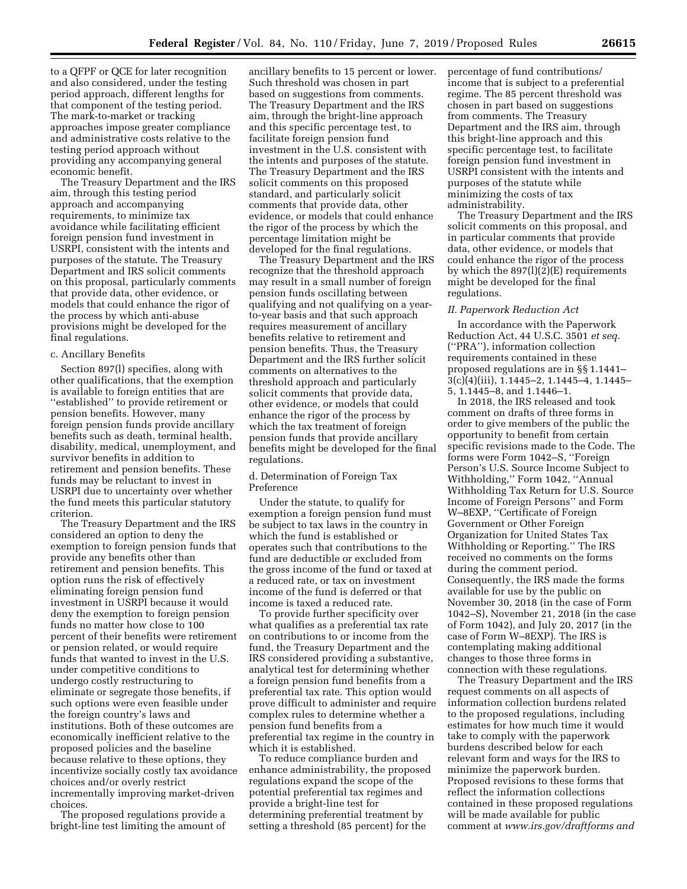to a QFPF or QCE for later recognition and also considered, under the testing period approach, different lengths for that component of the testing period. The mark-to-market or tracking approaches impose greater compliance and administrative costs relative to the testing period approach without providing any accompanying general economic benefit.

The Treasury Department and the IRS aim, through this testing period approach and accompanying requirements, to minimize tax avoidance while facilitating efficient foreign pension fund investment in USRPI, consistent with the intents and purposes of the statute. The Treasury Department and IRS solicit comments on this proposal, particularly comments that provide data, other evidence, or models that could enhance the rigor of the process by which anti-abuse provisions might be developed for the final regulations.

c. Ancillary Benefits

Section 897(l) specifies, along with other qualifications, that the exemption is available to foreign entities that are ''established'' to provide retirement or pension benefits. However, many foreign pension funds provide ancillary benefits such as death, terminal health, disability, medical, unemployment, and survivor benefits in addition to retirement and pension benefits. These funds may be reluctant to invest in USRPI due to uncertainty over whether the fund meets this particular statutory criterion.

The Treasury Department and the IRS considered an option to deny the exemption to foreign pension funds that provide any benefits other than retirement and pension benefits. This option runs the risk of effectively eliminating foreign pension fund investment in USRPI because it would deny the exemption to foreign pension funds no matter how close to 100 percent of their benefits were retirement or pension related, or would require funds that wanted to invest in the U.S. under competitive conditions to undergo costly restructuring to eliminate or segregate those benefits, if such options were even feasible under the foreign country's laws and institutions. Both of these outcomes are economically inefficient relative to the proposed policies and the baseline because relative to these options, they incentivize socially costly tax avoidance choices and/or overly restrict incrementally improving market-driven choices.

The proposed regulations provide a bright-line test limiting the amount of ancillary benefits to 15 percent or lower. Such threshold was chosen in part based on suggestions from comments. The Treasury Department and the IRS aim, through the bright-line approach and this specific percentage test, to facilitate foreign pension fund investment in the U.S. consistent with the intents and purposes of the statute. The Treasury Department and the IRS solicit comments on this proposed standard, and particularly solicit comments that provide data, other evidence, or models that could enhance the rigor of the process by which the percentage limitation might be developed for the final regulations.

The Treasury Department and the IRS recognize that the threshold approach may result in a small number of foreign pension funds oscillating between qualifying and not qualifying on a year-to-year basis and that such approach requires measurement of ancillary benefits relative to retirement and pension benefits. Thus, the Treasury Department and the IRS further solicit comments on alternatives to the threshold approach and particularly solicit comments that provide data, other evidence, or models that could enhance the rigor of the process by which the tax treatment of foreign pension funds that provide ancillary benefits might be developed for the final regulations.

d. Determination of Foreign Tax Preference

Under the statute, to qualify for exemption a foreign pension fund must be subject to tax laws in the country in which the fund is established or operates such that contributions to the fund are deductible or excluded from the gross income of the fund or taxed at a reduced rate, or tax on investment income of the fund is deferred or that income is taxed a reduced rate.

To provide further specificity over what qualifies as a preferential tax rate on contributions to or income from the fund, the Treasury Department and the IRS considered providing a substantive, analytical test for determining whether a foreign pension fund benefits from a preferential tax rate. This option would prove difficult to administer and require complex rules to determine whether a pension fund benefits from a preferential tax regime in the country in which it is established.

To reduce compliance burden and enhance administrability, the proposed regulations expand the scope of the potential preferential tax regimes and provide a bright-line test for determining preferential treatment by setting a threshold (85 percent) for the percentage of fund contributions/income that is subject to a preferential regime. The 85 percent threshold was chosen in part based on suggestions from comments. The Treasury Department and the IRS aim, through this bright-line approach and this specific percentage test, to facilitate foreign pension fund investment in USRPI consistent with the intents and purposes of the statute while minimizing the costs of tax administrability.

The Treasury Department and the IRS solicit comments on this proposal, and in particular comments that provide data, other evidence, or models that could enhance the rigor of the process by which the 897(l)(2)(E) requirements might be developed for the final regulations.

*II. Paperwork Reduction Act*

In accordance with the Paperwork Reduction Act, 44 U.S.C. 3501 *et seq.* (''PRA''), information collection requirements contained in these proposed regulations are in §§ 1.1441–3(c)(4)(iii), 1.1445–2, 1.1445–4, 1.1445–5, 1.1445–8, and 1.1446–1.

In 2018, the IRS released and took comment on drafts of three forms in order to give members of the public the opportunity to benefit from certain specific revisions made to the Code. The forms were Form 1042–S, ''Foreign Person's U.S. Source Income Subject to Withholding,'' Form 1042, ''Annual Withholding Tax Return for U.S. Source Income of Foreign Persons'' and Form W–8EXP, ''Certificate of Foreign Government or Other Foreign Organization for United States Tax Withholding or Reporting.'' The IRS received no comments on the forms during the comment period. Consequently, the IRS made the forms available for use by the public on November 30, 2018 (in the case of Form 1042–S), November 21, 2018 (in the case of Form 1042), and July 20, 2017 (in the case of Form W–8EXP). The IRS is contemplating making additional changes to those three forms in connection with these regulations.

The Treasury Department and the IRS request comments on all aspects of information collection burdens related to the proposed regulations, including estimates for how much time it would take to comply with the paperwork burdens described below for each relevant form and ways for the IRS to minimize the paperwork burden. Proposed revisions to these forms that reflect the information collections contained in these proposed regulations will be made available for public comment at *www.irs.gov/draftforms and*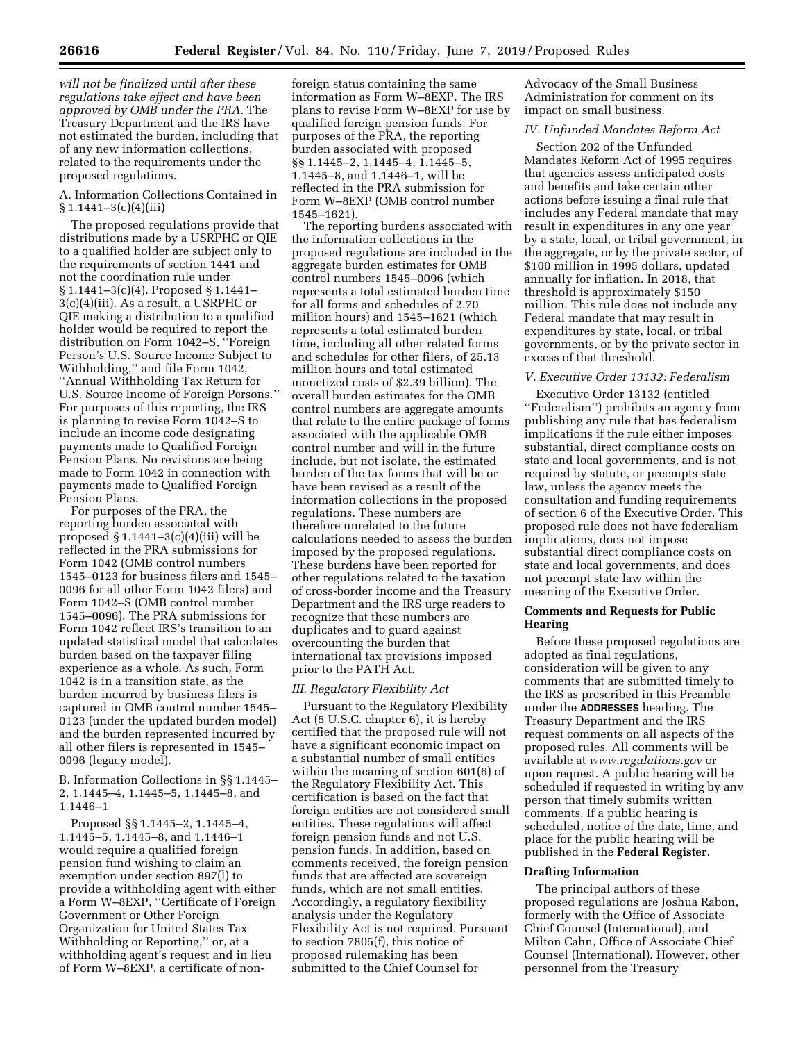*will not be finalized until after these regulations take effect and have been approved by OMB under the PRA.* The Treasury Department and the IRS have not estimated the burden, including that of any new information collections, related to the requirements under the proposed regulations.

A. Information Collections Contained in § 1.1441–3(c)(4)(iii)

The proposed regulations provide that distributions made by a USRPHC or QIE to a qualified holder are subject only to the requirements of section 1441 and not the coordination rule under § 1.1441–3(c)(4). Proposed § 1.1441–3(c)(4)(iii). As a result, a USRPHC or QIE making a distribution to a qualified holder would be required to report the distribution on Form 1042–S, ''Foreign Person's U.S. Source Income Subject to Withholding,'' and file Form 1042, ''Annual Withholding Tax Return for U.S. Source Income of Foreign Persons.'' For purposes of this reporting, the IRS is planning to revise Form 1042–S to include an income code designating payments made to Qualified Foreign Pension Plans. No revisions are being made to Form 1042 in connection with payments made to Qualified Foreign Pension Plans.

For purposes of the PRA, the reporting burden associated with proposed § 1.1441–3(c)(4)(iii) will be reflected in the PRA submissions for Form 1042 (OMB control numbers 1545–0123 for business filers and 1545–0096 for all other Form 1042 filers) and Form 1042–S (OMB control number 1545–0096). The PRA submissions for Form 1042 reflect IRS's transition to an updated statistical model that calculates burden based on the taxpayer filing experience as a whole. As such, Form 1042 is in a transition state, as the burden incurred by business filers is captured in OMB control number 1545–0123 (under the updated burden model) and the burden represented incurred by all other filers is represented in 1545–0096 (legacy model).

B. Information Collections in §§ 1.1445–2, 1.1445–4, 1.1445–5, 1.1445–8, and 1.1446–1

Proposed §§ 1.1445–2, 1.1445–4, 1.1445–5, 1.1445–8, and 1.1446–1 would require a qualified foreign pension fund wishing to claim an exemption under section 897(l) to provide a withholding agent with either a Form W–8EXP, ''Certificate of Foreign Government or Other Foreign Organization for United States Tax Withholding or Reporting,'' or, at a withholding agent's request and in lieu of Form W–8EXP, a certificate of non-foreign status containing the same information as Form W–8EXP. The IRS plans to revise Form W–8EXP for use by qualified foreign pension funds. For purposes of the PRA, the reporting burden associated with proposed §§ 1.1445–2, 1.1445–4, 1.1445–5, 1.1445–8, and 1.1446–1, will be reflected in the PRA submission for Form W–8EXP (OMB control number 1545–1621).

The reporting burdens associated with the information collections in the proposed regulations are included in the aggregate burden estimates for OMB control numbers 1545–0096 (which represents a total estimated burden time for all forms and schedules of 2.70 million hours) and 1545–1621 (which represents a total estimated burden time, including all other related forms and schedules for other filers, of 25.13 million hours and total estimated monetized costs of $2.39 billion). The overall burden estimates for the OMB control numbers are aggregate amounts that relate to the entire package of forms associated with the applicable OMB control number and will in the future include, but not isolate, the estimated burden of the tax forms that will be or have been revised as a result of the information collections in the proposed regulations. These numbers are therefore unrelated to the future calculations needed to assess the burden imposed by the proposed regulations. These burdens have been reported for other regulations related to the taxation of cross-border income and the Treasury Department and the IRS urge readers to recognize that these numbers are duplicates and to guard against overcounting the burden that international tax provisions imposed prior to the PATH Act.

### *III. Regulatory Flexibility Act*

Pursuant to the Regulatory Flexibility Act (5 U.S.C. chapter 6), it is hereby certified that the proposed rule will not have a significant economic impact on a substantial number of small entities within the meaning of section 601(6) of the Regulatory Flexibility Act. This certification is based on the fact that foreign entities are not considered small entities. These regulations will affect foreign pension funds and not U.S. pension funds. In addition, based on comments received, the foreign pension funds that are affected are sovereign funds, which are not small entities. Accordingly, a regulatory flexibility analysis under the Regulatory Flexibility Act is not required. Pursuant to section 7805(f), this notice of proposed rulemaking has been submitted to the Chief Counsel for Advocacy of the Small Business Administration for comment on its impact on small business.

### *IV. Unfunded Mandates Reform Act*

Section 202 of the Unfunded Mandates Reform Act of 1995 requires that agencies assess anticipated costs and benefits and take certain other actions before issuing a final rule that includes any Federal mandate that may result in expenditures in any one year by a state, local, or tribal government, in the aggregate, or by the private sector, of $100 million in 1995 dollars, updated annually for inflation. In 2018, that threshold is approximately $150 million. This rule does not include any Federal mandate that may result in expenditures by state, local, or tribal governments, or by the private sector in excess of that threshold.

### *V. Executive Order 13132: Federalism*

Executive Order 13132 (entitled ''Federalism'') prohibits an agency from publishing any rule that has federalism implications if the rule either imposes substantial, direct compliance costs on state and local governments, and is not required by statute, or preempts state law, unless the agency meets the consultation and funding requirements of section 6 of the Executive Order. This proposed rule does not have federalism implications, does not impose substantial direct compliance costs on state and local governments, and does not preempt state law within the meaning of the Executive Order.

## Comments and Requests for Public Hearing

Before these proposed regulations are adopted as final regulations, consideration will be given to any comments that are submitted timely to the IRS as prescribed in this Preamble under the **ADDRESSES** heading. The Treasury Department and the IRS request comments on all aspects of the proposed rules. All comments will be available at *www.regulations.gov* or upon request. A public hearing will be scheduled if requested in writing by any person that timely submits written comments. If a public hearing is scheduled, notice of the date, time, and place for the public hearing will be published in the **Federal Register**.

## Drafting Information

The principal authors of these proposed regulations are Joshua Rabon, formerly with the Office of Associate Chief Counsel (International), and Milton Cahn, Office of Associate Chief Counsel (International). However, other personnel from the Treasury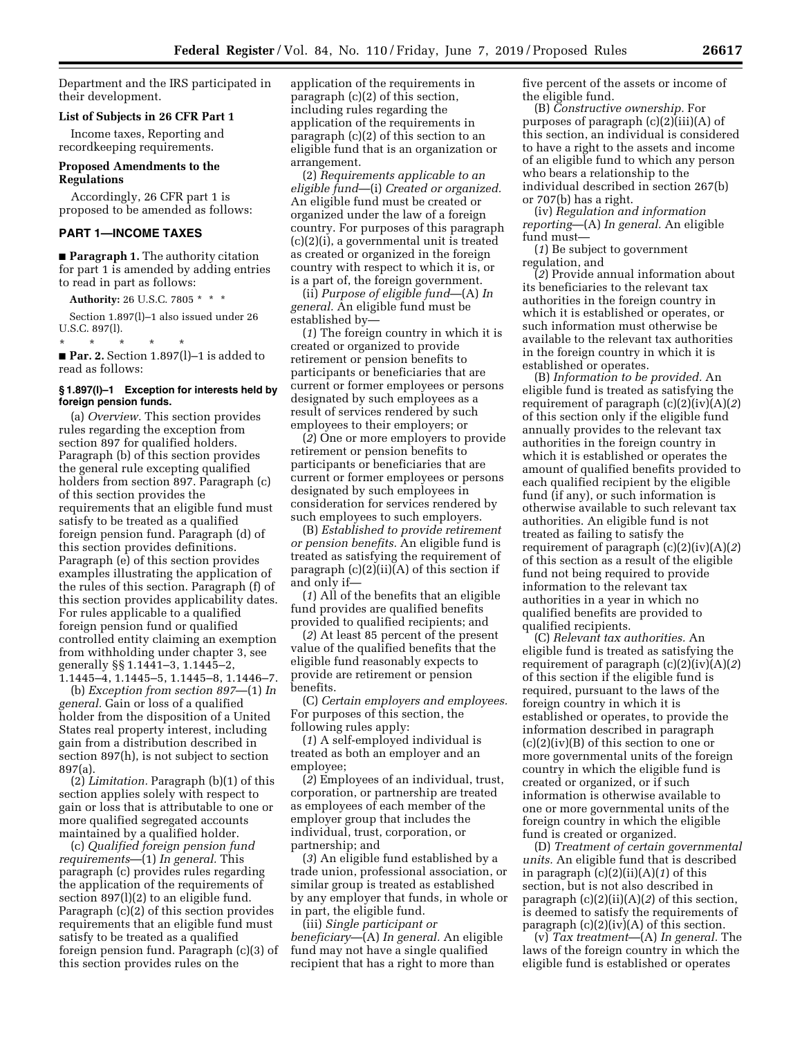Department and the IRS participated in their development.

**List of Subjects in 26 CFR Part 1**

Income taxes, Reporting and recordkeeping requirements.

**Proposed Amendments to the Regulations**

Accordingly, 26 CFR part 1 is proposed to be amended as follows:

## PART 1—INCOME TAXES

■ **Paragraph 1.** The authority citation for part 1 is amended by adding entries to read in part as follows:

**Authority:** 26 U.S.C. 7805 * * *

Section 1.897(l)–1 also issued under 26 U.S.C. 897(l).

\* \* \* \* \*

■ **Par. 2.** Section 1.897(l)–1 is added to read as follows:

### § 1.897(l)–1 Exception for interests held by foreign pension funds.

(a) *Overview.* This section provides rules regarding the exception from section 897 for qualified holders. Paragraph (b) of this section provides the general rule excepting qualified holders from section 897. Paragraph (c) of this section provides the requirements that an eligible fund must satisfy to be treated as a qualified foreign pension fund. Paragraph (d) of this section provides definitions. Paragraph (e) of this section provides examples illustrating the application of the rules of this section. Paragraph (f) of this section provides applicability dates. For rules applicable to a qualified foreign pension fund or qualified controlled entity claiming an exemption from withholding under chapter 3, see generally §§ 1.1441–3, 1.1445–2, 1.1445–4, 1.1445–5, 1.1445–8, 1.1446–7.

(b) *Exception from section 897*—(1) *In general.* Gain or loss of a qualified holder from the disposition of a United States real property interest, including gain from a distribution described in section 897(h), is not subject to section 897(a).

(2) *Limitation.* Paragraph (b)(1) of this section applies solely with respect to gain or loss that is attributable to one or more qualified segregated accounts maintained by a qualified holder.

(c) *Qualified foreign pension fund requirements*—(1) *In general.* This paragraph (c) provides rules regarding the application of the requirements of section 897(l)(2) to an eligible fund. Paragraph (c)(2) of this section provides requirements that an eligible fund must satisfy to be treated as a qualified foreign pension fund. Paragraph (c)(3) of this section provides rules on the application of the requirements in paragraph (c)(2) of this section, including rules regarding the application of the requirements in paragraph (c)(2) of this section to an eligible fund that is an organization or arrangement.

(2) *Requirements applicable to an eligible fund*—(i) *Created or organized.* An eligible fund must be created or organized under the law of a foreign country. For purposes of this paragraph (c)(2)(i), a governmental unit is treated as created or organized in the foreign country with respect to which it is, or is a part of, the foreign government.

(ii) *Purpose of eligible fund*—(A) *In general.* An eligible fund must be established by—

(*1*) The foreign country in which it is created or organized to provide retirement or pension benefits to participants or beneficiaries that are current or former employees or persons designated by such employees as a result of services rendered by such employees to their employers; or

(*2*) One or more employers to provide retirement or pension benefits to participants or beneficiaries that are current or former employees or persons designated by such employees in consideration for services rendered by such employees to such employers.

(B) *Established to provide retirement or pension benefits.* An eligible fund is treated as satisfying the requirement of paragraph (c)(2)(ii)(A) of this section if and only if—

(*1*) All of the benefits that an eligible fund provides are qualified benefits provided to qualified recipients; and

(*2*) At least 85 percent of the present value of the qualified benefits that the eligible fund reasonably expects to provide are retirement or pension benefits.

(C) *Certain employers and employees.* For purposes of this section, the following rules apply:

(*1*) A self-employed individual is treated as both an employer and an employee;

(*2*) Employees of an individual, trust, corporation, or partnership are treated as employees of each member of the employer group that includes the individual, trust, corporation, or partnership; and

(*3*) An eligible fund established by a trade union, professional association, or similar group is treated as established by any employer that funds, in whole or in part, the eligible fund.

(iii) *Single participant or beneficiary*—(A) *In general.* An eligible fund may not have a single qualified recipient that has a right to more than five percent of the assets or income of the eligible fund.

(B) *Constructive ownership.* For purposes of paragraph (c)(2)(iii)(A) of this section, an individual is considered to have a right to the assets and income of an eligible fund to which any person who bears a relationship to the individual described in section 267(b) or 707(b) has a right.

(iv) *Regulation and information reporting*—(A) *In general.* An eligible fund must—

(*1*) Be subject to government regulation, and

(*2*) Provide annual information about its beneficiaries to the relevant tax authorities in the foreign country in which it is established or operates, or such information must otherwise be available to the relevant tax authorities in the foreign country in which it is established or operates.

(B) *Information to be provided.* An eligible fund is treated as satisfying the requirement of paragraph (c)(2)(iv)(A)(*2*) of this section only if the eligible fund annually provides to the relevant tax authorities in the foreign country in which it is established or operates the amount of qualified benefits provided to each qualified recipient by the eligible fund (if any), or such information is otherwise available to such relevant tax authorities. An eligible fund is not treated as failing to satisfy the requirement of paragraph (c)(2)(iv)(A)(*2*) of this section as a result of the eligible fund not being required to provide information to the relevant tax authorities in a year in which no qualified benefits are provided to qualified recipients.

(C) *Relevant tax authorities.* An eligible fund is treated as satisfying the requirement of paragraph (c)(2)(iv)(A)(*2*) of this section if the eligible fund is required, pursuant to the laws of the foreign country in which it is established or operates, to provide the information described in paragraph (c)(2)(iv)(B) of this section to one or more governmental units of the foreign country in which the eligible fund is created or organized, or if such information is otherwise available to one or more governmental units of the foreign country in which the eligible fund is created or organized.

(D) *Treatment of certain governmental units.* An eligible fund that is described in paragraph (c)(2)(ii)(A)(*1*) of this section, but is not also described in paragraph (c)(2)(ii)(A)(*2*) of this section, is deemed to satisfy the requirements of paragraph (c)(2)(iv)(A) of this section.

(v) *Tax treatment*—(A) *In general.* The laws of the foreign country in which the eligible fund is established or operates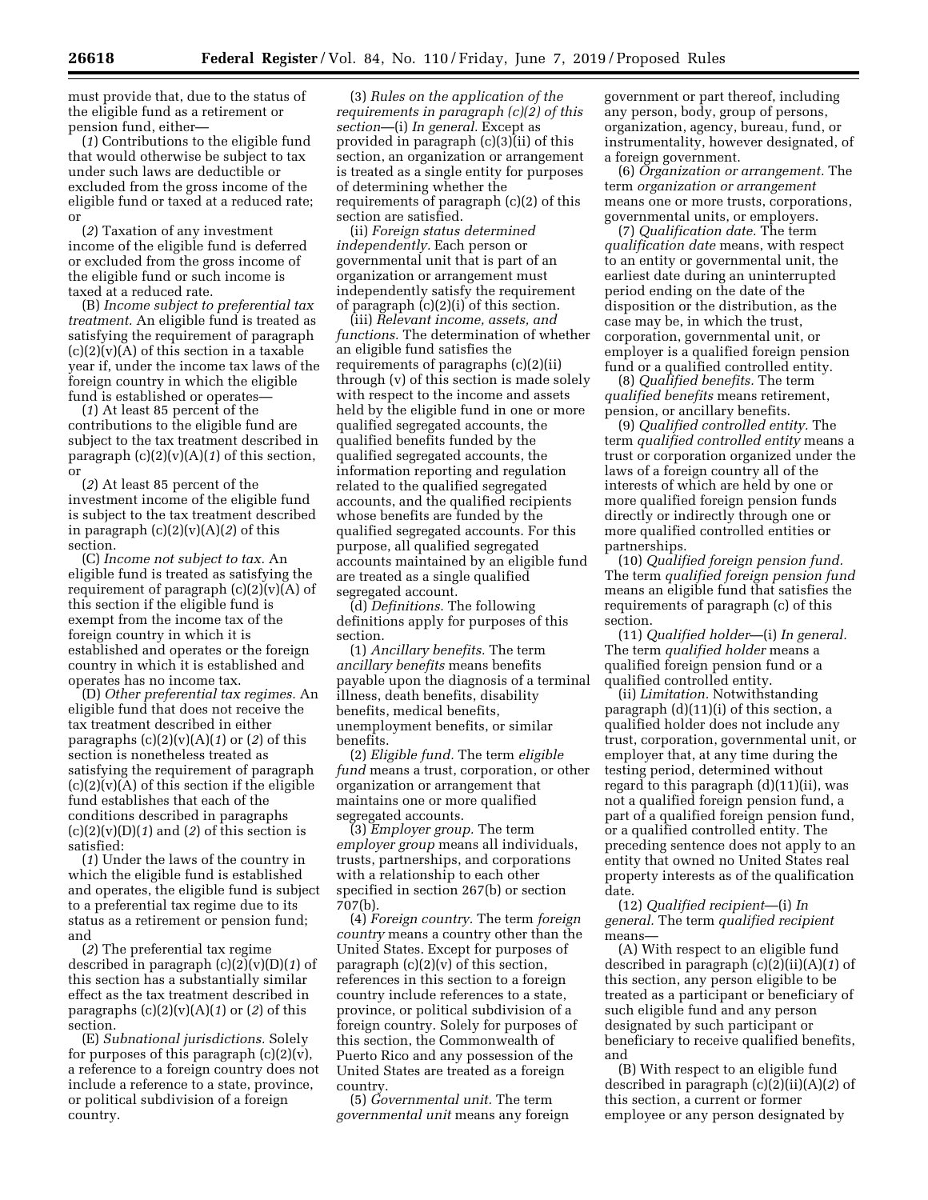must provide that, due to the status of the eligible fund as a retirement or pension fund, either—

(*1*) Contributions to the eligible fund that would otherwise be subject to tax under such laws are deductible or excluded from the gross income of the eligible fund or taxed at a reduced rate; or

(*2*) Taxation of any investment income of the eligible fund is deferred or excluded from the gross income of the eligible fund or such income is taxed at a reduced rate.

(B) *Income subject to preferential tax treatment.* An eligible fund is treated as satisfying the requirement of paragraph (c)(2)(v)(A) of this section in a taxable year if, under the income tax laws of the foreign country in which the eligible fund is established or operates—

(*1*) At least 85 percent of the contributions to the eligible fund are subject to the tax treatment described in paragraph (c)(2)(v)(A)(*1*) of this section, or

(*2*) At least 85 percent of the investment income of the eligible fund is subject to the tax treatment described in paragraph (c)(2)(v)(A)(*2*) of this section.

(C) *Income not subject to tax.* An eligible fund is treated as satisfying the requirement of paragraph (c)(2)(v)(A) of this section if the eligible fund is exempt from the income tax of the foreign country in which it is established and operates or the foreign country in which it is established and operates has no income tax.

(D) *Other preferential tax regimes.* An eligible fund that does not receive the tax treatment described in either paragraphs (c)(2)(v)(A)(*1*) or (*2*) of this section is nonetheless treated as satisfying the requirement of paragraph (c)(2)(v)(A) of this section if the eligible fund establishes that each of the conditions described in paragraphs (c)(2)(v)(D)(*1*) and (*2*) of this section is satisfied:

(*1*) Under the laws of the country in which the eligible fund is established and operates, the eligible fund is subject to a preferential tax regime due to its status as a retirement or pension fund; and

(*2*) The preferential tax regime described in paragraph (c)(2)(v)(D)(*1*) of this section has a substantially similar effect as the tax treatment described in paragraphs (c)(2)(v)(A)(*1*) or (*2*) of this section.

(E) *Subnational jurisdictions.* Solely for purposes of this paragraph (c)(2)(v), a reference to a foreign country does not include a reference to a state, province, or political subdivision of a foreign country.

(3) *Rules on the application of the requirements in paragraph (c)(2) of this section*—(i) *In general.* Except as provided in paragraph (c)(3)(ii) of this section, an organization or arrangement is treated as a single entity for purposes of determining whether the requirements of paragraph (c)(2) of this section are satisfied.

(ii) *Foreign status determined independently.* Each person or governmental unit that is part of an organization or arrangement must independently satisfy the requirement of paragraph (c)(2)(i) of this section.

(iii) *Relevant income, assets, and functions.* The determination of whether an eligible fund satisfies the requirements of paragraphs (c)(2)(ii) through (v) of this section is made solely with respect to the income and assets held by the eligible fund in one or more qualified segregated accounts, the qualified benefits funded by the qualified segregated accounts, the information reporting and regulation related to the qualified segregated accounts, and the qualified recipients whose benefits are funded by the qualified segregated accounts. For this purpose, all qualified segregated accounts maintained by an eligible fund are treated as a single qualified segregated account.

(d) *Definitions.* The following definitions apply for purposes of this section.

(1) *Ancillary benefits.* The term *ancillary benefits* means benefits payable upon the diagnosis of a terminal illness, death benefits, disability benefits, medical benefits, unemployment benefits, or similar benefits.

(2) *Eligible fund.* The term *eligible fund* means a trust, corporation, or other organization or arrangement that maintains one or more qualified segregated accounts.

(3) *Employer group.* The term *employer group* means all individuals, trusts, partnerships, and corporations with a relationship to each other specified in section 267(b) or section 707(b).

(4) *Foreign country.* The term *foreign country* means a country other than the United States. Except for purposes of paragraph (c)(2)(v) of this section, references in this section to a foreign country include references to a state, province, or political subdivision of a foreign country. Solely for purposes of this section, the Commonwealth of Puerto Rico and any possession of the United States are treated as a foreign country.

(5) *Governmental unit.* The term *governmental unit* means any foreign government or part thereof, including any person, body, group of persons, organization, agency, bureau, fund, or instrumentality, however designated, of a foreign government.

(6) *Organization or arrangement.* The term *organization or arrangement* means one or more trusts, corporations, governmental units, or employers.

(7) *Qualification date.* The term *qualification date* means, with respect to an entity or governmental unit, the earliest date during an uninterrupted period ending on the date of the disposition or the distribution, as the case may be, in which the trust, corporation, governmental unit, or employer is a qualified foreign pension fund or a qualified controlled entity.

(8) *Qualified benefits.* The term *qualified benefits* means retirement, pension, or ancillary benefits.

(9) *Qualified controlled entity.* The term *qualified controlled entity* means a trust or corporation organized under the laws of a foreign country all of the interests of which are held by one or more qualified foreign pension funds directly or indirectly through one or more qualified controlled entities or partnerships.

(10) *Qualified foreign pension fund.* The term *qualified foreign pension fund* means an eligible fund that satisfies the requirements of paragraph (c) of this section.

(11) *Qualified holder*—(i) *In general.* The term *qualified holder* means a qualified foreign pension fund or a qualified controlled entity.

(ii) *Limitation.* Notwithstanding paragraph (d)(11)(i) of this section, a qualified holder does not include any trust, corporation, governmental unit, or employer that, at any time during the testing period, determined without regard to this paragraph (d)(11)(ii), was not a qualified foreign pension fund, a part of a qualified foreign pension fund, or a qualified controlled entity. The preceding sentence does not apply to an entity that owned no United States real property interests as of the qualification date.

(12) *Qualified recipient*—(i) *In general.* The term *qualified recipient* means—

(A) With respect to an eligible fund described in paragraph (c)(2)(ii)(A)(*1*) of this section, any person eligible to be treated as a participant or beneficiary of such eligible fund and any person designated by such participant or beneficiary to receive qualified benefits, and

(B) With respect to an eligible fund described in paragraph (c)(2)(ii)(A)(*2*) of this section, a current or former employee or any person designated by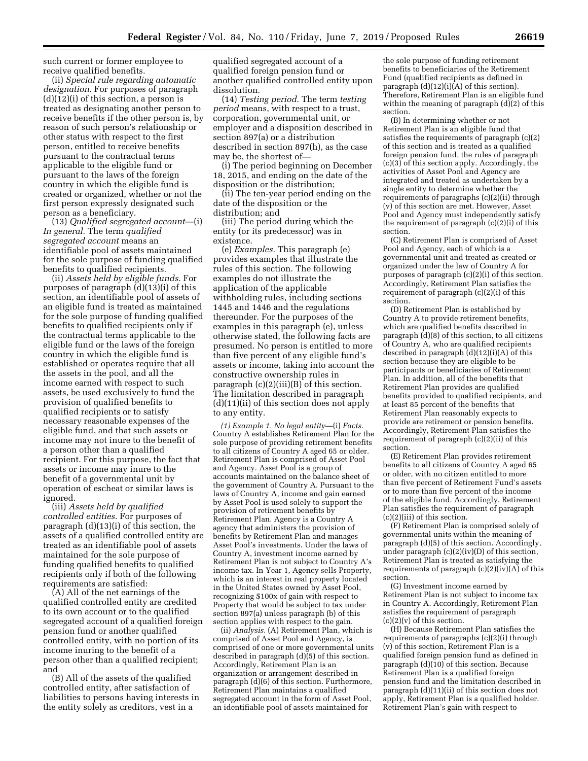such current or former employee to receive qualified benefits.

(ii) *Special rule regarding automatic designation.* For purposes of paragraph (d)(12)(i) of this section, a person is treated as designating another person to receive benefits if the other person is, by reason of such person's relationship or other status with respect to the first person, entitled to receive benefits pursuant to the contractual terms applicable to the eligible fund or pursuant to the laws of the foreign country in which the eligible fund is created or organized, whether or not the first person expressly designated such person as a beneficiary.

(13) *Qualified segregated account*—(i) *In general.* The term *qualified segregated account* means an identifiable pool of assets maintained for the sole purpose of funding qualified benefits to qualified recipients.

(ii) *Assets held by eligible funds.* For purposes of paragraph (d)(13)(i) of this section, an identifiable pool of assets of an eligible fund is treated as maintained for the sole purpose of funding qualified benefits to qualified recipients only if the contractual terms applicable to the eligible fund or the laws of the foreign country in which the eligible fund is established or operates require that all the assets in the pool, and all the income earned with respect to such assets, be used exclusively to fund the provision of qualified benefits to qualified recipients or to satisfy necessary reasonable expenses of the eligible fund, and that such assets or income may not inure to the benefit of a person other than a qualified recipient. For this purpose, the fact that assets or income may inure to the benefit of a governmental unit by operation of escheat or similar laws is ignored.

(iii) *Assets held by qualified controlled entities.* For purposes of paragraph (d)(13)(i) of this section, the assets of a qualified controlled entity are treated as an identifiable pool of assets maintained for the sole purpose of funding qualified benefits to qualified recipients only if both of the following requirements are satisfied:

(A) All of the net earnings of the qualified controlled entity are credited to its own account or to the qualified segregated account of a qualified foreign pension fund or another qualified controlled entity, with no portion of its income inuring to the benefit of a person other than a qualified recipient; and

(B) All of the assets of the qualified controlled entity, after satisfaction of liabilities to persons having interests in the entity solely as creditors, vest in a qualified segregated account of a qualified foreign pension fund or another qualified controlled entity upon dissolution.

(14) *Testing period.* The term *testing period* means, with respect to a trust, corporation, governmental unit, or employer and a disposition described in section 897(a) or a distribution described in section 897(h), as the case may be, the shortest of—

(i) The period beginning on December 18, 2015, and ending on the date of the disposition or the distribution;

(ii) The ten-year period ending on the date of the disposition or the distribution; and

(iii) The period during which the entity (or its predecessor) was in existence.

(e) *Examples.* This paragraph (e) provides examples that illustrate the rules of this section. The following examples do not illustrate the application of the applicable withholding rules, including sections 1445 and 1446 and the regulations thereunder. For the purposes of the examples in this paragraph (e), unless otherwise stated, the following facts are presumed. No person is entitled to more than five percent of any eligible fund's assets or income, taking into account the constructive ownership rules in paragraph (c)(2)(iii)(B) of this section. The limitation described in paragraph (d)(11)(ii) of this section does not apply to any entity.

*(1) Example 1. No legal entity*—(i) *Facts.* Country A establishes Retirement Plan for the sole purpose of providing retirement benefits to all citizens of Country A aged 65 or older. Retirement Plan is comprised of Asset Pool and Agency. Asset Pool is a group of accounts maintained on the balance sheet of the government of Country A. Pursuant to the laws of Country A, income and gain earned by Asset Pool is used solely to support the provision of retirement benefits by Retirement Plan. Agency is a Country A agency that administers the provision of benefits by Retirement Plan and manages Asset Pool's investments. Under the laws of Country A, investment income earned by Retirement Plan is not subject to Country A's income tax. In Year 1, Agency sells Property, which is an interest in real property located in the United States owned by Asset Pool, recognizing $100x of gain with respect to Property that would be subject to tax under section 897(a) unless paragraph (b) of this section applies with respect to the gain.

(ii) *Analysis.* (A) Retirement Plan, which is comprised of Asset Pool and Agency, is comprised of one or more governmental units described in paragraph (d)(5) of this section. Accordingly, Retirement Plan is an organization or arrangement described in paragraph (d)(6) of this section. Furthermore, Retirement Plan maintains a qualified segregated account in the form of Asset Pool, an identifiable pool of assets maintained for the sole purpose of funding retirement benefits to beneficiaries of the Retirement Fund (qualified recipients as defined in paragraph (d)(12)(i)(A) of this section). Therefore, Retirement Plan is an eligible fund within the meaning of paragraph (d)(2) of this section.

(B) In determining whether or not Retirement Plan is an eligible fund that satisfies the requirements of paragraph (c)(2) of this section and is treated as a qualified foreign pension fund, the rules of paragraph (c)(3) of this section apply. Accordingly, the activities of Asset Pool and Agency are integrated and treated as undertaken by a single entity to determine whether the requirements of paragraphs (c)(2)(ii) through (v) of this section are met. However, Asset Pool and Agency must independently satisfy the requirement of paragraph (c)(2)(i) of this section.

(C) Retirement Plan is comprised of Asset Pool and Agency, each of which is a governmental unit and treated as created or organized under the law of Country A for purposes of paragraph (c)(2)(i) of this section. Accordingly, Retirement Plan satisfies the requirement of paragraph (c)(2)(i) of this section.

(D) Retirement Plan is established by Country A to provide retirement benefits, which are qualified benefits described in paragraph (d)(8) of this section, to all citizens of Country A, who are qualified recipients described in paragraph (d)(12)(i)(A) of this section because they are eligible to be participants or beneficiaries of Retirement Plan. In addition, all of the benefits that Retirement Plan provides are qualified benefits provided to qualified recipients, and at least 85 percent of the benefits that Retirement Plan reasonably expects to provide are retirement or pension benefits. Accordingly, Retirement Plan satisfies the requirement of paragraph (c)(2)(ii) of this section.

(E) Retirement Plan provides retirement benefits to all citizens of Country A aged 65 or older, with no citizen entitled to more than five percent of Retirement Fund's assets or to more than five percent of the income of the eligible fund. Accordingly, Retirement Plan satisfies the requirement of paragraph (c)(2)(iii) of this section.

(F) Retirement Plan is comprised solely of governmental units within the meaning of paragraph (d)(5) of this section. Accordingly, under paragraph (c)(2)(iv)(D) of this section, Retirement Plan is treated as satisfying the requirements of paragraph (c)(2)(iv)(A) of this section.

(G) Investment income earned by Retirement Plan is not subject to income tax in Country A. Accordingly, Retirement Plan satisfies the requirement of paragraph (c)(2)(v) of this section.

(H) Because Retirement Plan satisfies the requirements of paragraphs (c)(2)(i) through (v) of this section, Retirement Plan is a qualified foreign pension fund as defined in paragraph (d)(10) of this section. Because Retirement Plan is a qualified foreign pension fund and the limitation described in paragraph (d)(11)(ii) of this section does not apply, Retirement Plan is a qualified holder. Retirement Plan's gain with respect to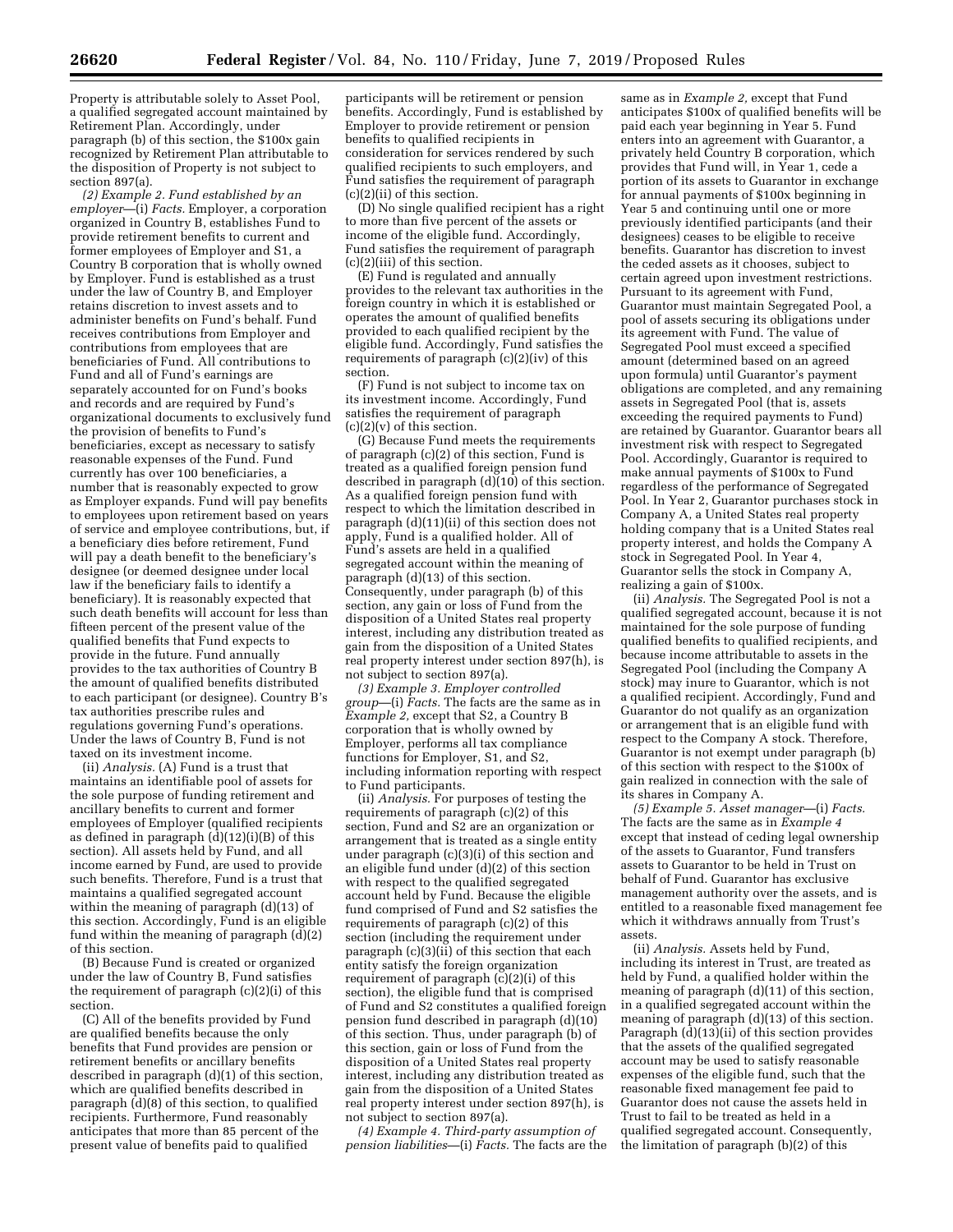Property is attributable solely to Asset Pool, a qualified segregated account maintained by Retirement Plan. Accordingly, under paragraph (b) of this section, the $100x gain recognized by Retirement Plan attributable to the disposition of Property is not subject to section 897(a).

*(2) Example 2. Fund established by an employer*—(i) *Facts.* Employer, a corporation organized in Country B, establishes Fund to provide retirement benefits to current and former employees of Employer and S1, a Country B corporation that is wholly owned by Employer. Fund is established as a trust under the law of Country B, and Employer retains discretion to invest assets and to administer benefits on Fund's behalf. Fund receives contributions from Employer and contributions from employees that are beneficiaries of Fund. All contributions to Fund and all of Fund's earnings are separately accounted for on Fund's books and records and are required by Fund's organizational documents to exclusively fund the provision of benefits to Fund's beneficiaries, except as necessary to satisfy reasonable expenses of the Fund. Fund currently has over 100 beneficiaries, a number that is reasonably expected to grow as Employer expands. Fund will pay benefits to employees upon retirement based on years of service and employee contributions, but, if a beneficiary dies before retirement, Fund will pay a death benefit to the beneficiary's designee (or deemed designee under local law if the beneficiary fails to identify a beneficiary). It is reasonably expected that such death benefits will account for less than fifteen percent of the present value of the qualified benefits that Fund expects to provide in the future. Fund annually provides to the tax authorities of Country B the amount of qualified benefits distributed to each participant (or designee). Country B's tax authorities prescribe rules and regulations governing Fund's operations. Under the laws of Country B, Fund is not taxed on its investment income.

(ii) *Analysis.* (A) Fund is a trust that maintains an identifiable pool of assets for the sole purpose of funding retirement and ancillary benefits to current and former employees of Employer (qualified recipients as defined in paragraph (d)(12)(i)(B) of this section). All assets held by Fund, and all income earned by Fund, are used to provide such benefits. Therefore, Fund is a trust that maintains a qualified segregated account within the meaning of paragraph (d)(13) of this section. Accordingly, Fund is an eligible fund within the meaning of paragraph (d)(2) of this section.

(B) Because Fund is created or organized under the law of Country B, Fund satisfies the requirement of paragraph (c)(2)(i) of this section.

(C) All of the benefits provided by Fund are qualified benefits because the only benefits that Fund provides are pension or retirement benefits or ancillary benefits described in paragraph (d)(1) of this section, which are qualified benefits described in paragraph (d)(8) of this section, to qualified recipients. Furthermore, Fund reasonably anticipates that more than 85 percent of the present value of benefits paid to qualified participants will be retirement or pension benefits. Accordingly, Fund is established by Employer to provide retirement or pension benefits to qualified recipients in consideration for services rendered by such qualified recipients to such employers, and Fund satisfies the requirement of paragraph (c)(2)(ii) of this section.

(D) No single qualified recipient has a right to more than five percent of the assets or income of the eligible fund. Accordingly, Fund satisfies the requirement of paragraph (c)(2)(iii) of this section.

(E) Fund is regulated and annually provides to the relevant tax authorities in the foreign country in which it is established or operates the amount of qualified benefits provided to each qualified recipient by the eligible fund. Accordingly, Fund satisfies the requirements of paragraph (c)(2)(iv) of this section.

(F) Fund is not subject to income tax on its investment income. Accordingly, Fund satisfies the requirement of paragraph (c)(2)(v) of this section.

(G) Because Fund meets the requirements of paragraph (c)(2) of this section, Fund is treated as a qualified foreign pension fund described in paragraph (d)(10) of this section. As a qualified foreign pension fund with respect to which the limitation described in paragraph (d)(11)(ii) of this section does not apply, Fund is a qualified holder. All of Fund's assets are held in a qualified segregated account within the meaning of paragraph (d)(13) of this section. Consequently, under paragraph (b) of this section, any gain or loss of Fund from the disposition of a United States real property interest, including any distribution treated as gain from the disposition of a United States real property interest under section 897(h), is not subject to section 897(a).

*(3) Example 3. Employer controlled group*—(i) *Facts.* The facts are the same as in *Example 2,* except that S2, a Country B corporation that is wholly owned by Employer, performs all tax compliance functions for Employer, S1, and S2, including information reporting with respect to Fund participants.

(ii) *Analysis.* For purposes of testing the requirements of paragraph (c)(2) of this section, Fund and S2 are an organization or arrangement that is treated as a single entity under paragraph (c)(3)(i) of this section and an eligible fund under (d)(2) of this section with respect to the qualified segregated account held by Fund. Because the eligible fund comprised of Fund and S2 satisfies the requirements of paragraph (c)(2) of this section (including the requirement under paragraph (c)(3)(ii) of this section that each entity satisfy the foreign organization requirement of paragraph (c)(2)(i) of this section), the eligible fund that is comprised of Fund and S2 constitutes a qualified foreign pension fund described in paragraph (d)(10) of this section. Thus, under paragraph (b) of this section, gain or loss of Fund from the disposition of a United States real property interest, including any distribution treated as gain from the disposition of a United States real property interest under section 897(h), is not subject to section 897(a).

*(4) Example 4. Third-party assumption of pension liabilities*—(i) *Facts.* The facts are the same as in *Example 2,* except that Fund anticipates $100x of qualified benefits will be paid each year beginning in Year 5. Fund enters into an agreement with Guarantor, a privately held Country B corporation, which provides that Fund will, in Year 1, cede a portion of its assets to Guarantor in exchange for annual payments of $100x beginning in Year 5 and continuing until one or more previously identified participants (and their designees) ceases to be eligible to receive benefits. Guarantor has discretion to invest the ceded assets as it chooses, subject to certain agreed upon investment restrictions. Pursuant to its agreement with Fund, Guarantor must maintain Segregated Pool, a pool of assets securing its obligations under its agreement with Fund. The value of Segregated Pool must exceed a specified amount (determined based on an agreed upon formula) until Guarantor's payment obligations are completed, and any remaining assets in Segregated Pool (that is, assets exceeding the required payments to Fund) are retained by Guarantor. Guarantor bears all investment risk with respect to Segregated Pool. Accordingly, Guarantor is required to make annual payments of $100x to Fund regardless of the performance of Segregated Pool. In Year 2, Guarantor purchases stock in Company A, a United States real property holding company that is a United States real property interest, and holds the Company A stock in Segregated Pool. In Year 4, Guarantor sells the stock in Company A, realizing a gain of $100x.

(ii) *Analysis.* The Segregated Pool is not a qualified segregated account, because it is not maintained for the sole purpose of funding qualified benefits to qualified recipients, and because income attributable to assets in the Segregated Pool (including the Company A stock) may inure to Guarantor, which is not a qualified recipient. Accordingly, Fund and Guarantor do not qualify as an organization or arrangement that is an eligible fund with respect to the Company A stock. Therefore, Guarantor is not exempt under paragraph (b) of this section with respect to the $100x of gain realized in connection with the sale of its shares in Company A.

*(5) Example 5. Asset manager*—(i) *Facts.* The facts are the same as in *Example 4* except that instead of ceding legal ownership of the assets to Guarantor, Fund transfers assets to Guarantor to be held in Trust on behalf of Fund. Guarantor has exclusive management authority over the assets, and is entitled to a reasonable fixed management fee which it withdraws annually from Trust's assets.

(ii) *Analysis.* Assets held by Fund, including its interest in Trust, are treated as held by Fund, a qualified holder within the meaning of paragraph (d)(11) of this section, in a qualified segregated account within the meaning of paragraph (d)(13) of this section. Paragraph (d)(13)(ii) of this section provides that the assets of the qualified segregated account may be used to satisfy reasonable expenses of the eligible fund, such that the reasonable fixed management fee paid to Guarantor does not cause the assets held in Trust to fail to be treated as held in a qualified segregated account. Consequently, the limitation of paragraph (b)(2) of this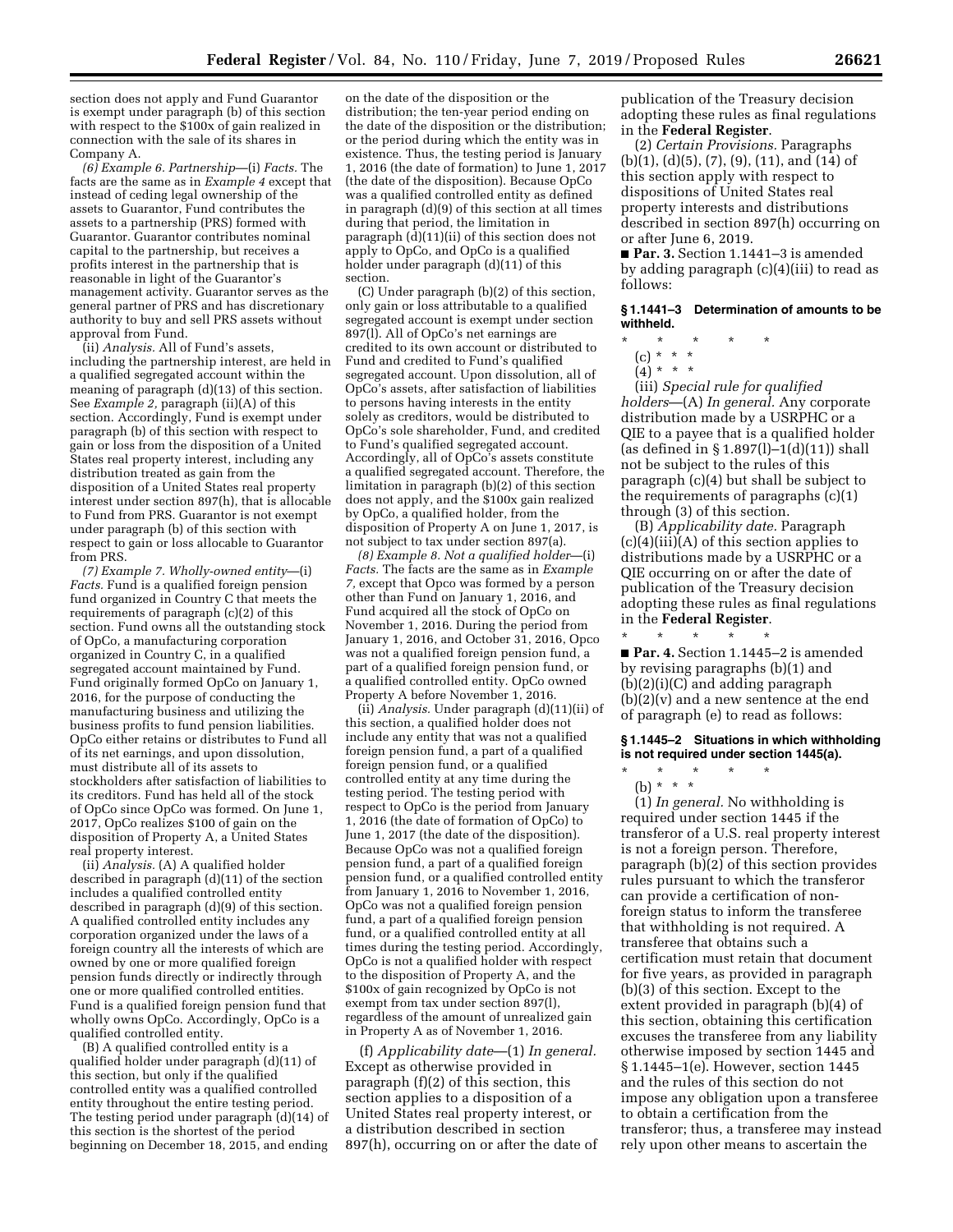section does not apply and Fund Guarantor is exempt under paragraph (b) of this section with respect to the $100x of gain realized in connection with the sale of its shares in Company A.

*(6) Example 6. Partnership*—(i) *Facts.* The facts are the same as in *Example 4* except that instead of ceding legal ownership of the assets to Guarantor, Fund contributes the assets to a partnership (PRS) formed with Guarantor. Guarantor contributes nominal capital to the partnership, but receives a profits interest in the partnership that is reasonable in light of the Guarantor's management activity. Guarantor serves as the general partner of PRS and has discretionary authority to buy and sell PRS assets without approval from Fund.

(ii) *Analysis.* All of Fund's assets, including the partnership interest, are held in a qualified segregated account within the meaning of paragraph (d)(13) of this section. See *Example 2,* paragraph (ii)(A) of this section. Accordingly, Fund is exempt under paragraph (b) of this section with respect to gain or loss from the disposition of a United States real property interest, including any distribution treated as gain from the disposition of a United States real property interest under section 897(h), that is allocable to Fund from PRS. Guarantor is not exempt under paragraph (b) of this section with respect to gain or loss allocable to Guarantor from PRS.

*(7) Example 7. Wholly-owned entity*—(i) *Facts.* Fund is a qualified foreign pension fund organized in Country C that meets the requirements of paragraph (c)(2) of this section. Fund owns all the outstanding stock of OpCo, a manufacturing corporation organized in Country C, in a qualified segregated account maintained by Fund. Fund originally formed OpCo on January 1, 2016, for the purpose of conducting the manufacturing business and utilizing the business profits to fund pension liabilities. OpCo either retains or distributes to Fund all of its net earnings, and upon dissolution, must distribute all of its assets to stockholders after satisfaction of liabilities to its creditors. Fund has held all of the stock of OpCo since OpCo was formed. On June 1, 2017, OpCo realizes $100 of gain on the disposition of Property A, a United States real property interest.

(ii) *Analysis.* (A) A qualified holder described in paragraph (d)(11) of the section includes a qualified controlled entity described in paragraph (d)(9) of this section. A qualified controlled entity includes any corporation organized under the laws of a foreign country all the interests of which are owned by one or more qualified foreign pension funds directly or indirectly through one or more qualified controlled entities. Fund is a qualified foreign pension fund that wholly owns OpCo. Accordingly, OpCo is a qualified controlled entity.

(B) A qualified controlled entity is a qualified holder under paragraph (d)(11) of this section, but only if the qualified controlled entity was a qualified controlled entity throughout the entire testing period. The testing period under paragraph (d)(14) of this section is the shortest of the period beginning on December 18, 2015, and ending on the date of the disposition or the distribution; the ten-year period ending on the date of the disposition or the distribution; or the period during which the entity was in existence. Thus, the testing period is January 1, 2016 (the date of formation) to June 1, 2017 (the date of the disposition). Because OpCo was a qualified controlled entity as defined in paragraph (d)(9) of this section at all times during that period, the limitation in paragraph (d)(11)(ii) of this section does not apply to OpCo, and OpCo is a qualified holder under paragraph (d)(11) of this section.

(C) Under paragraph (b)(2) of this section, only gain or loss attributable to a qualified segregated account is exempt under section 897(l). All of OpCo's net earnings are credited to its own account or distributed to Fund and credited to Fund's qualified segregated account. Upon dissolution, all of OpCo's assets, after satisfaction of liabilities to persons having interests in the entity solely as creditors, would be distributed to OpCo's sole shareholder, Fund, and credited to Fund's qualified segregated account. Accordingly, all of OpCo's assets constitute a qualified segregated account. Therefore, the limitation in paragraph (b)(2) of this section does not apply, and the $100x gain realized by OpCo, a qualified holder, from the disposition of Property A on June 1, 2017, is not subject to tax under section 897(a).

*(8) Example 8. Not a qualified holder*—(i) *Facts.* The facts are the same as in *Example 7,* except that Opco was formed by a person other than Fund on January 1, 2016, and Fund acquired all the stock of OpCo on November 1, 2016. During the period from January 1, 2016, and October 31, 2016, Opco was not a qualified foreign pension fund, a part of a qualified foreign pension fund, or a qualified controlled entity. OpCo owned Property A before November 1, 2016.

(ii) *Analysis.* Under paragraph (d)(11)(ii) of this section, a qualified holder does not include any entity that was not a qualified foreign pension fund, a part of a qualified foreign pension fund, or a qualified controlled entity at any time during the testing period. The testing period with respect to OpCo is the period from January 1, 2016 (the date of formation of OpCo) to June 1, 2017 (the date of the disposition). Because OpCo was not a qualified foreign pension fund, a part of a qualified foreign pension fund, or a qualified controlled entity from January 1, 2016 to November 1, 2016, OpCo was not a qualified foreign pension fund, a part of a qualified foreign pension fund, or a qualified controlled entity at all times during the testing period. Accordingly, OpCo is not a qualified holder with respect to the disposition of Property A, and the $100x of gain recognized by OpCo is not exempt from tax under section 897(l), regardless of the amount of unrealized gain in Property A as of November 1, 2016.

(f) *Applicability date*—(1) *In general.* Except as otherwise provided in paragraph (f)(2) of this section, this section applies to a disposition of a United States real property interest, or a distribution described in section 897(h), occurring on or after the date of publication of the Treasury decision adopting these rules as final regulations in the **Federal Register**.

(2) *Certain Provisions.* Paragraphs (b)(1), (d)(5), (7), (9), (11), and (14) of this section apply with respect to dispositions of United States real property interests and distributions described in section 897(h) occurring on or after June 6, 2019.

■ **Par. 3.** Section 1.1441–3 is amended by adding paragraph (c)(4)(iii) to read as follows:

**§ 1.1441–3 Determination of amounts to be withheld.**

\* \* \* \* \*

(c) \* \* \*

(4) \* \* \*

(iii) *Special rule for qualified holders*—(A) *In general.* Any corporate distribution made by a USRPHC or a QIE to a payee that is a qualified holder (as defined in § 1.897(l)–1(d)(11)) shall not be subject to the rules of this paragraph (c)(4) but shall be subject to the requirements of paragraphs (c)(1) through (3) of this section.

(B) *Applicability date.* Paragraph (c)(4)(iii)(A) of this section applies to distributions made by a USRPHC or a QIE occurring on or after the date of publication of the Treasury decision adopting these rules as final regulations in the **Federal Register**.

\* \* \* \* \*

■ **Par. 4.** Section 1.1445–2 is amended by revising paragraphs (b)(1) and (b)(2)(i)(C) and adding paragraph (b)(2)(v) and a new sentence at the end of paragraph (e) to read as follows:

**§ 1.1445–2 Situations in which withholding is not required under section 1445(a).**

\* \* \* \* \*

(b) \* \* \*

(1) *In general.* No withholding is required under section 1445 if the transferor of a U.S. real property interest is not a foreign person. Therefore, paragraph (b)(2) of this section provides rules pursuant to which the transferor can provide a certification of non-foreign status to inform the transferee that withholding is not required. A transferee that obtains such a certification must retain that document for five years, as provided in paragraph (b)(3) of this section. Except to the extent provided in paragraph (b)(4) of this section, obtaining this certification excuses the transferee from any liability otherwise imposed by section 1445 and § 1.1445–1(e). However, section 1445 and the rules of this section do not impose any obligation upon a transferee to obtain a certification from the transferor; thus, a transferee may instead rely upon other means to ascertain the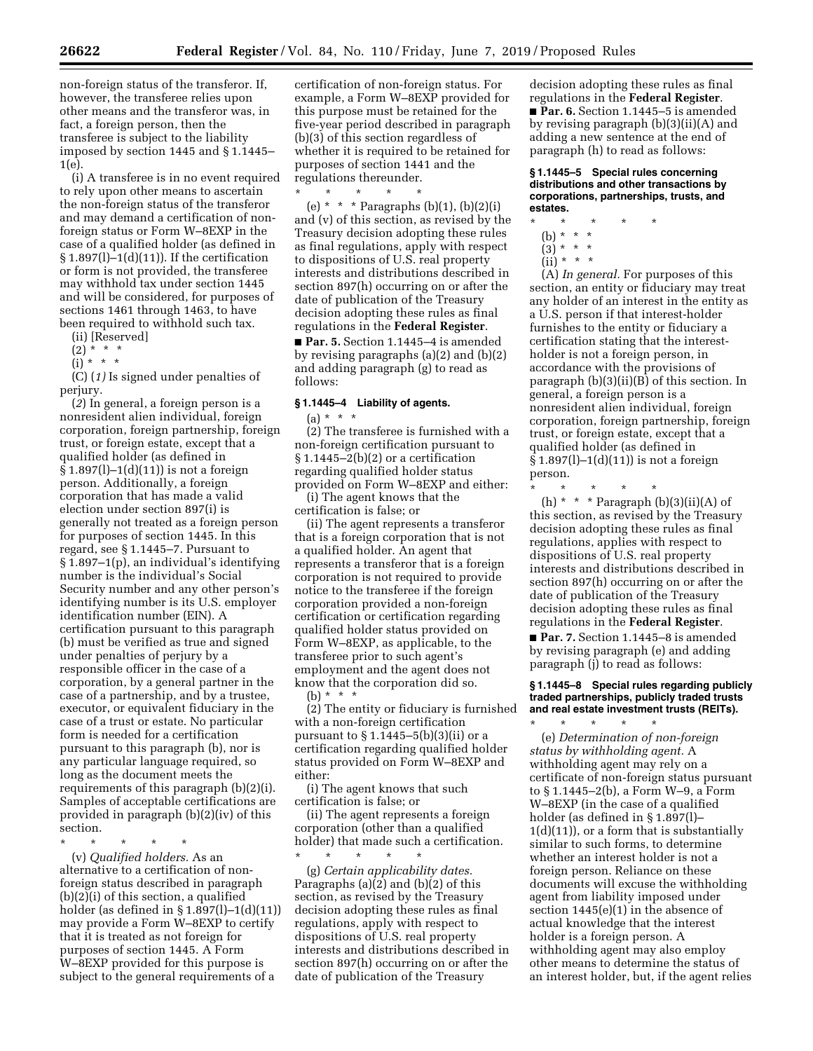non-foreign status of the transferor. If, however, the transferee relies upon other means and the transferor was, in fact, a foreign person, then the transferee is subject to the liability imposed by section 1445 and § 1.1445–1(e).

(i) A transferee is in no event required to rely upon other means to ascertain the non-foreign status of the transferor and may demand a certification of non-foreign status or Form W–8EXP in the case of a qualified holder (as defined in § 1.897(l)–1(d)(11)). If the certification or form is not provided, the transferee may withhold tax under section 1445 and will be considered, for purposes of sections 1461 through 1463, to have been required to withhold such tax.

(ii) [Reserved]

(2) * * *

(i) * * *

(C) (*1*) Is signed under penalties of perjury.

(*2*) In general, a foreign person is a nonresident alien individual, foreign corporation, foreign partnership, foreign trust, or foreign estate, except that a qualified holder (as defined in § 1.897(l)–1(d)(11)) is not a foreign person. Additionally, a foreign corporation that has made a valid election under section 897(i) is generally not treated as a foreign person for purposes of section 1445. In this regard, see § 1.1445–7. Pursuant to § 1.897–1(p), an individual's identifying number is the individual's Social Security number and any other person's identifying number is its U.S. employer identification number (EIN). A certification pursuant to this paragraph (b) must be verified as true and signed under penalties of perjury by a responsible officer in the case of a corporation, by a general partner in the case of a partnership, and by a trustee, executor, or equivalent fiduciary in the case of a trust or estate. No particular form is needed for a certification pursuant to this paragraph (b), nor is any particular language required, so long as the document meets the requirements of this paragraph (b)(2)(i). Samples of acceptable certifications are provided in paragraph (b)(2)(iv) of this section.

\* \* \* \* \*

(v) *Qualified holders.* As an alternative to a certification of non-foreign status described in paragraph (b)(2)(i) of this section, a qualified holder (as defined in § 1.897(l)–1(d)(11)) may provide a Form W–8EXP to certify that it is treated as not foreign for purposes of section 1445. A Form W–8EXP provided for this purpose is subject to the general requirements of a certification of non-foreign status. For example, a Form W–8EXP provided for this purpose must be retained for the five-year period described in paragraph (b)(3) of this section regardless of whether it is required to be retained for purposes of section 1441 and the regulations thereunder.

\* \* \* \* \*

(e) * * * Paragraphs (b)(1), (b)(2)(i) and (v) of this section, as revised by the Treasury decision adopting these rules as final regulations, apply with respect to dispositions of U.S. real property interests and distributions described in section 897(h) occurring on or after the date of publication of the Treasury decision adopting these rules as final regulations in the **Federal Register**.

■ **Par. 5.** Section 1.1445–4 is amended by revising paragraphs (a)(2) and (b)(2) and adding paragraph (g) to read as follows:

### § 1.1445–4 Liability of agents.

(a) * * *

(2) The transferee is furnished with a non-foreign certification pursuant to § 1.1445–2(b)(2) or a certification regarding qualified holder status provided on Form W–8EXP and either:

(i) The agent knows that the certification is false; or

(ii) The agent represents a transferor that is a foreign corporation that is not a qualified holder. An agent that represents a transferor that is a foreign corporation is not required to provide notice to the transferee if the foreign corporation provided a non-foreign certification or certification regarding qualified holder status provided on Form W–8EXP, as applicable, to the transferee prior to such agent's employment and the agent does not know that the corporation did so.

(b) * * *

(2) The entity or fiduciary is furnished with a non-foreign certification pursuant to § 1.1445–5(b)(3)(ii) or a certification regarding qualified holder status provided on Form W–8EXP and either:

(i) The agent knows that such certification is false; or

(ii) The agent represents a foreign corporation (other than a qualified holder) that made such a certification.

\* \* \* \* \*

(g) *Certain applicability dates.* Paragraphs (a)(2) and (b)(2) of this section, as revised by the Treasury decision adopting these rules as final regulations, apply with respect to dispositions of U.S. real property interests and distributions described in section 897(h) occurring on or after the date of publication of the Treasury decision adopting these rules as final regulations in the **Federal Register**.

■ **Par. 6.** Section 1.1445–5 is amended by revising paragraph (b)(3)(ii)(A) and adding a new sentence at the end of paragraph (h) to read as follows:

### § 1.1445–5 Special rules concerning distributions and other transactions by corporations, partnerships, trusts, and estates.

\* \* \* \* \*

(b) * * *

(3) * * *

(ii) * * *

(A) *In general.* For purposes of this section, an entity or fiduciary may treat any holder of an interest in the entity as a U.S. person if that interest-holder furnishes to the entity or fiduciary a certification stating that the interest-holder is not a foreign person, in accordance with the provisions of paragraph (b)(3)(ii)(B) of this section. In general, a foreign person is a nonresident alien individual, foreign corporation, foreign partnership, foreign trust, or foreign estate, except that a qualified holder (as defined in § 1.897(l)–1(d)(11)) is not a foreign person.

\* \* \* \* \*

(h) * * * Paragraph (b)(3)(ii)(A) of this section, as revised by the Treasury decision adopting these rules as final regulations, applies with respect to dispositions of U.S. real property interests and distributions described in section 897(h) occurring on or after the date of publication of the Treasury decision adopting these rules as final regulations in the **Federal Register**.

■ **Par. 7.** Section 1.1445–8 is amended by revising paragraph (e) and adding paragraph (j) to read as follows:

### § 1.1445–8 Special rules regarding publicly traded partnerships, publicly traded trusts and real estate investment trusts (REITs).

\* \* \* \* \*

(e) *Determination of non-foreign status by withholding agent.* A withholding agent may rely on a certificate of non-foreign status pursuant to § 1.1445–2(b), a Form W–9, a Form W–8EXP (in the case of a qualified holder (as defined in § 1.897(l)–1(d)(11)), or a form that is substantially similar to such forms, to determine whether an interest holder is not a foreign person. Reliance on these documents will excuse the withholding agent from liability imposed under section 1445(e)(1) in the absence of actual knowledge that the interest holder is a foreign person. A withholding agent may also employ other means to determine the status of an interest holder, but, if the agent relies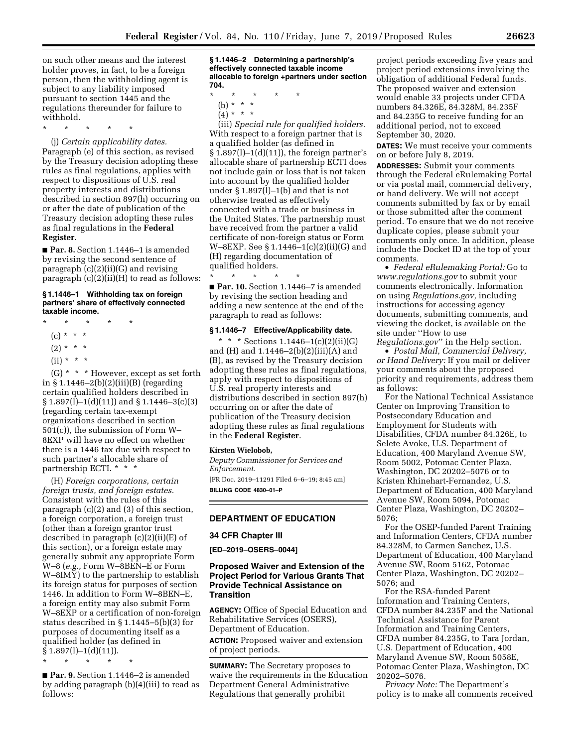on such other means and the interest holder proves, in fact, to be a foreign person, then the withholding agent is subject to any liability imposed pursuant to section 1445 and the regulations thereunder for failure to withhold.

\* \* \* \* \*

(j) *Certain applicability dates.* Paragraph (e) of this section, as revised by the Treasury decision adopting these rules as final regulations, applies with respect to dispositions of U.S. real property interests and distributions described in section 897(h) occurring on or after the date of publication of the Treasury decision adopting these rules as final regulations in the **Federal Register**.

■ **Par. 8.** Section 1.1446–1 is amended by revising the second sentence of paragraph (c)(2)(ii)(G) and revising paragraph (c)(2)(ii)(H) to read as follows:

**§ 1.1446–1 Withholding tax on foreign partners' share of effectively connected taxable income.**

\* \* \* \* \*

(c) \* \* \*

(2) \* \* \*

(ii) \* \* \*

(G) \* \* \* However, except as set forth in § 1.1446–2(b)(2)(iii)(B) (regarding certain qualified holders described in § 1.897(l)–1(d)(11)) and § 1.1446–3(c)(3) (regarding certain tax-exempt organizations described in section 501(c)), the submission of Form W–8EXP will have no effect on whether there is a 1446 tax due with respect to such partner's allocable share of partnership ECTI. \* \* \*

(H) *Foreign corporations, certain foreign trusts, and foreign estates.* Consistent with the rules of this paragraph (c)(2) and (3) of this section, a foreign corporation, a foreign trust (other than a foreign grantor trust described in paragraph (c)(2)(ii)(E) of this section), or a foreign estate may generally submit any appropriate Form W–8 (*e.g.,* Form W–8BEN–E or Form W–8IMY) to the partnership to establish its foreign status for purposes of section 1446. In addition to Form W–8BEN–E, a foreign entity may also submit Form W–8EXP or a certification of non-foreign status described in § 1.1445–5(b)(3) for purposes of documenting itself as a qualified holder (as defined in § 1.897(l)–1(d)(11)).

\* \* \* \* \*

■ **Par. 9.** Section 1.1446–2 is amended by adding paragraph (b)(4)(iii) to read as follows:

**§ 1.1446–2 Determining a partnership's effectively connected taxable income allocable to foreign +partners under section 704.**

\* \* \* \* \*

(b) \* \* \*

(4) \* \* \*

(iii) *Special rule for qualified holders.* With respect to a foreign partner that is a qualified holder (as defined in § 1.897(l)–1(d)(11)), the foreign partner's allocable share of partnership ECTI does not include gain or loss that is not taken into account by the qualified holder under § 1.897(l)–1(b) and that is not otherwise treated as effectively connected with a trade or business in the United States. The partnership must have received from the partner a valid certificate of non-foreign status or Form W–8EXP. See § 1.1446–1(c)(2)(ii)(G) and (H) regarding documentation of qualified holders.

\* \* \* \* \*

■ **Par. 10.** Section 1.1446–7 is amended by revising the section heading and adding a new sentence at the end of the paragraph to read as follows:

**§ 1.1446–7 Effective/Applicability date.**

\* \* \* Sections 1.1446–1(c)(2)(ii)(G) and (H) and 1.1446–2(b)(2)(iii)(A) and (B), as revised by the Treasury decision adopting these rules as final regulations, apply with respect to dispositions of U.S. real property interests and distributions described in section 897(h) occurring on or after the date of publication of the Treasury decision adopting these rules as final regulations in the **Federal Register**.

**Kirsten Wielobob,**

*Deputy Commissioner for Services and Enforcement.*

[FR Doc. 2019–11291 Filed 6–6–19; 8:45 am]

**BILLING CODE 4830–01–P**

## DEPARTMENT OF EDUCATION

**34 CFR Chapter III**

**[ED–2019–OSERS–0044]**

## Proposed Waiver and Extension of the Project Period for Various Grants That Provide Technical Assistance on Transition

**AGENCY:** Office of Special Education and Rehabilitative Services (OSERS), Department of Education.

**ACTION:** Proposed waiver and extension of project periods.

**SUMMARY:** The Secretary proposes to waive the requirements in the Education Department General Administrative Regulations that generally prohibit project periods exceeding five years and project period extensions involving the obligation of additional Federal funds. The proposed waiver and extension would enable 33 projects under CFDA numbers 84.326E, 84.328M, 84.235F and 84.235G to receive funding for an additional period, not to exceed September 30, 2020.

**DATES:** We must receive your comments on or before July 8, 2019.

**ADDRESSES:** Submit your comments through the Federal eRulemaking Portal or via postal mail, commercial delivery, or hand delivery. We will not accept comments submitted by fax or by email or those submitted after the comment period. To ensure that we do not receive duplicate copies, please submit your comments only once. In addition, please include the Docket ID at the top of your comments.

- *Federal eRulemaking Portal:* Go to *www.regulations.gov* to submit your comments electronically. Information on using *Regulations.gov,* including instructions for accessing agency documents, submitting comments, and viewing the docket, is available on the site under ''How to use *Regulations.gov*'' in the Help section.
- *Postal Mail, Commercial Delivery, or Hand Delivery:* If you mail or deliver your comments about the proposed priority and requirements, address them as follows:

For the National Technical Assistance Center on Improving Transition to Postsecondary Education and Employment for Students with Disabilities, CFDA number 84.326E, to Selete Avoke, U.S. Department of Education, 400 Maryland Avenue SW, Room 5002, Potomac Center Plaza, Washington, DC 20202–5076 or to Kristen Rhinehart-Fernandez, U.S. Department of Education, 400 Maryland Avenue SW, Room 5094, Potomac Center Plaza, Washington, DC 20202–5076;

For the OSEP-funded Parent Training and Information Centers, CFDA number 84.328M, to Carmen Sanchez, U.S. Department of Education, 400 Maryland Avenue SW, Room 5162, Potomac Center Plaza, Washington, DC 20202–5076; and

For the RSA-funded Parent Information and Training Centers, CFDA number 84.235F and the National Technical Assistance for Parent Information and Training Centers, CFDA number 84.235G, to Tara Jordan, U.S. Department of Education, 400 Maryland Avenue SW, Room 5058E, Potomac Center Plaza, Washington, DC 20202–5076.

*Privacy Note:* The Department's policy is to make all comments received